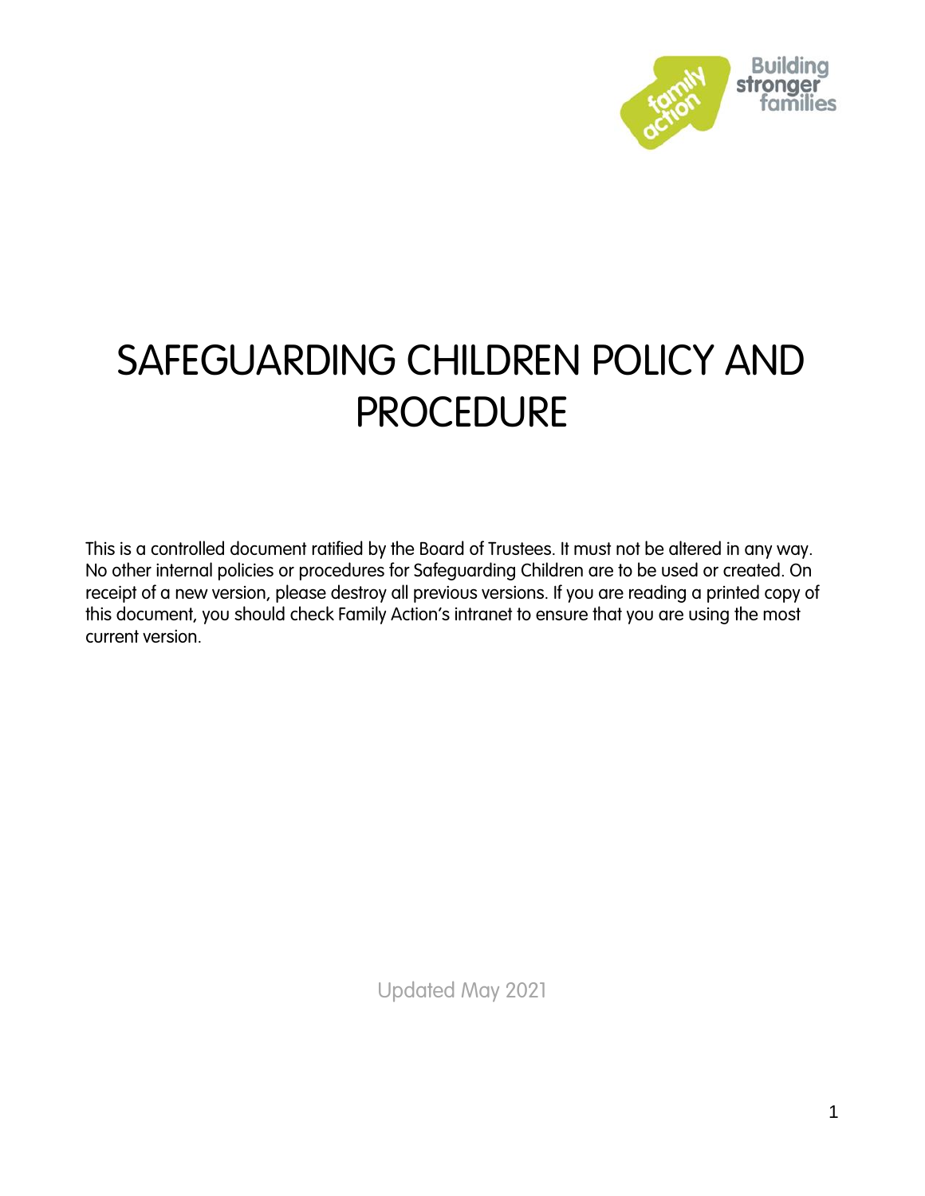# SAFEGUARDING CHILDREN POLICY AND PROCEDURE

This is a controlled document ratified by the Board of Trustees. It must not be altered in any way. No other internal policies or procedures for Safeguarding Children are to be used or created. On receipt of a new version, please destroy all previous versions. If you are reading a printed copy of this document, you should check Family Action's intranet to ensure that you are using the most current version.

Updated May 2021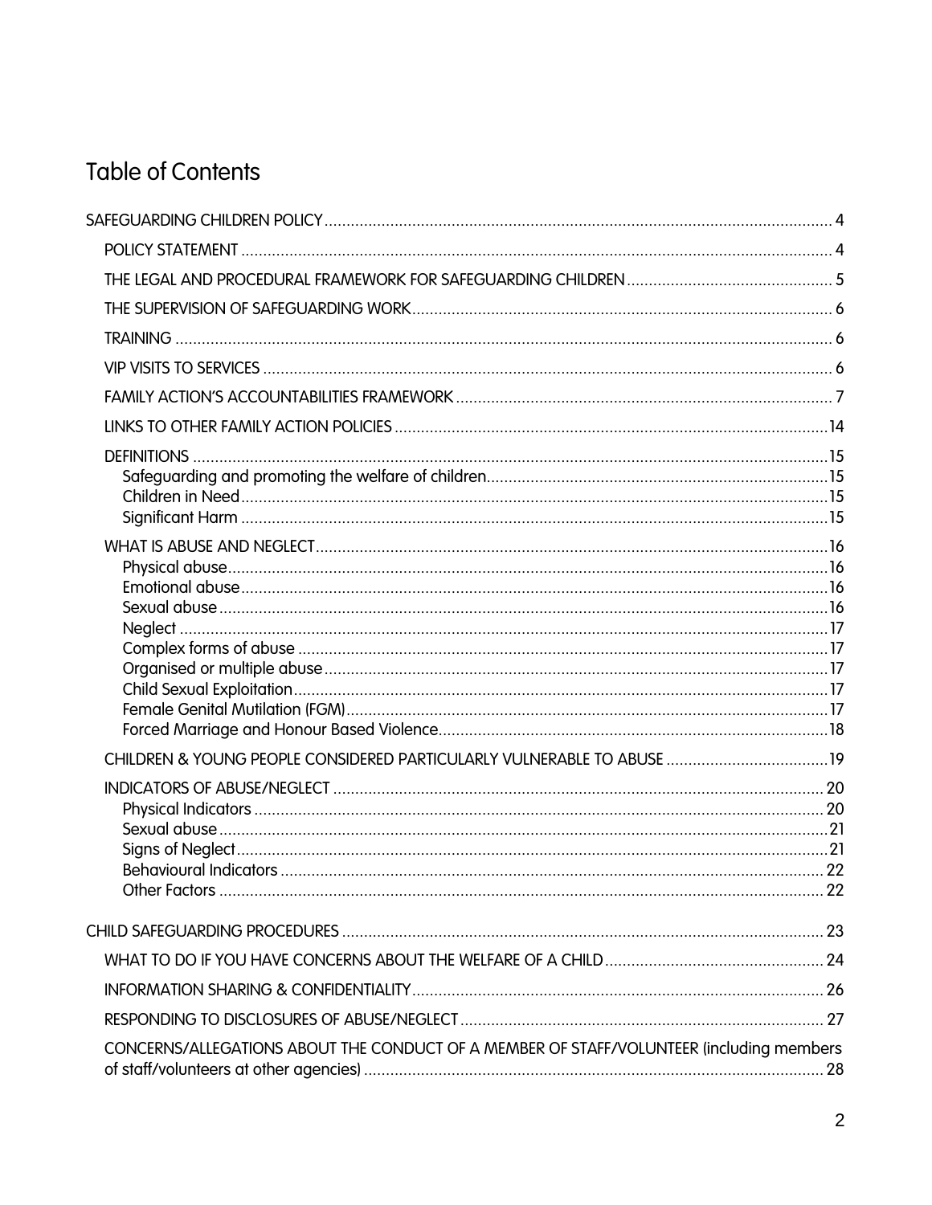# Table of Contents

SAFEGUARDING CHILDREN POLICY ..... 4

- POLICY STATEMENT ..... 4
- THE LEGAL AND PROCEDURAL FRAMEWORK FOR SAFEGUARDING CHILDREN ..... 5
- THE SUPERVISION OF SAFEGUARDING WORK ..... 6
- TRAINING ..... 6
- VIP VISITS TO SERVICES ..... 6
- FAMILY ACTION'S ACCOUNTABILITIES FRAMEWORK ..... 7
- LINKS TO OTHER FAMILY ACTION POLICIES ..... 14
- DEFINITIONS ..... 15
  - Safeguarding and promoting the welfare of children ..... 15
  - Children in Need ..... 15
  - Significant Harm ..... 15
- WHAT IS ABUSE AND NEGLECT ..... 16
  - Physical abuse ..... 16
  - Emotional abuse ..... 16
  - Sexual abuse ..... 16
  - Neglect ..... 17
  - Complex forms of abuse ..... 17
  - Organised or multiple abuse ..... 17
  - Child Sexual Exploitation ..... 17
  - Female Genital Mutilation (FGM) ..... 17
  - Forced Marriage and Honour Based Violence ..... 18
- CHILDREN & YOUNG PEOPLE CONSIDERED PARTICULARLY VULNERABLE TO ABUSE ..... 19
- INDICATORS OF ABUSE/NEGLECT ..... 20
  - Physical Indicators ..... 20
  - Sexual abuse ..... 21
  - Signs of Neglect ..... 21
  - Behavioural Indicators ..... 22
  - Other Factors ..... 22

CHILD SAFEGUARDING PROCEDURES ..... 23

- WHAT TO DO IF YOU HAVE CONCERNS ABOUT THE WELFARE OF A CHILD ..... 24
- INFORMATION SHARING & CONFIDENTIALITY ..... 26
- RESPONDING TO DISCLOSURES OF ABUSE/NEGLECT ..... 27
- CONCERNS/ALLEGATIONS ABOUT THE CONDUCT OF A MEMBER OF STAFF/VOLUNTEER (including members of staff/volunteers at other agencies) ..... 28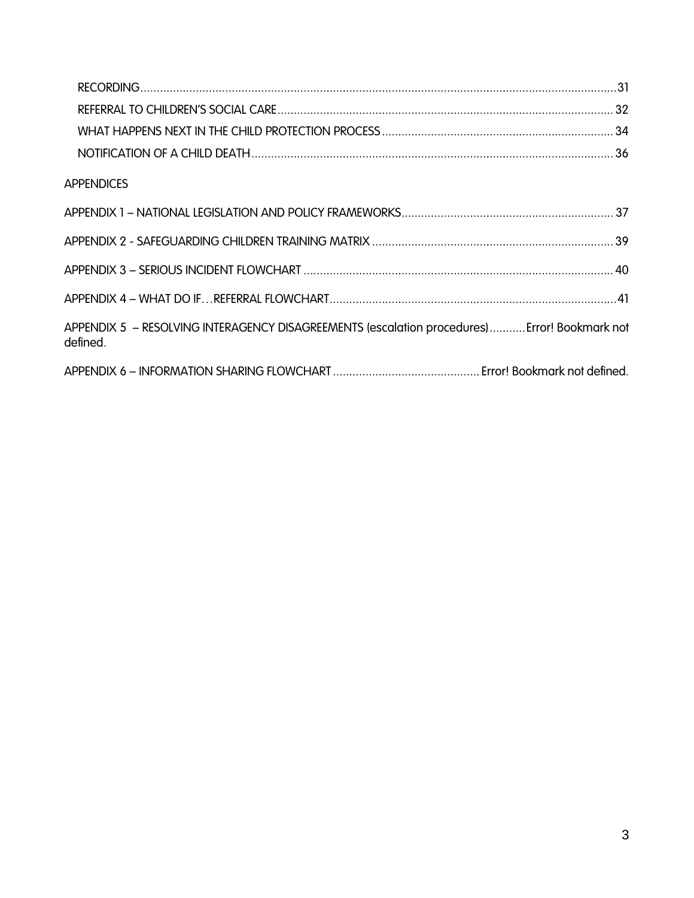RECORDING ..... 31

REFERRAL TO CHILDREN'S SOCIAL CARE ..... 32

WHAT HAPPENS NEXT IN THE CHILD PROTECTION PROCESS ..... 34

NOTIFICATION OF A CHILD DEATH ..... 36

APPENDICES

APPENDIX 1 – NATIONAL LEGISLATION AND POLICY FRAMEWORKS ..... 37

APPENDIX 2 - SAFEGUARDING CHILDREN TRAINING MATRIX ..... 39

APPENDIX 3 – SERIOUS INCIDENT FLOWCHART ..... 40

APPENDIX 4 – WHAT DO IF…REFERRAL FLOWCHART ..... 41

APPENDIX 5 – RESOLVING INTERAGENCY DISAGREEMENTS (escalation procedures) ..... Error! Bookmark not defined.

APPENDIX 6 – INFORMATION SHARING FLOWCHART ..... Error! Bookmark not defined.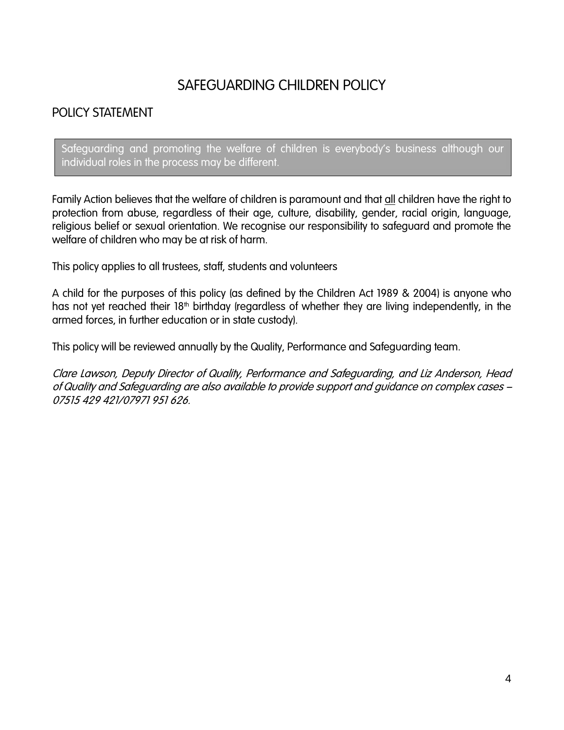# SAFEGUARDING CHILDREN POLICY

## POLICY STATEMENT

> Safeguarding and promoting the welfare of children is everybody's business although our individual roles in the process may be different.

Family Action believes that the welfare of children is paramount and that <u>all</u> children have the right to protection from abuse, regardless of their age, culture, disability, gender, racial origin, language, religious belief or sexual orientation. We recognise our responsibility to safeguard and promote the welfare of children who may be at risk of harm.

This policy applies to all trustees, staff, students and volunteers

A child for the purposes of this policy (as defined by the Children Act 1989 & 2004) is anyone who has not yet reached their 18th birthday (regardless of whether they are living independently, in the armed forces, in further education or in state custody).

This policy will be reviewed annually by the Quality, Performance and Safeguarding team.

*Clare Lawson, Deputy Director of Quality, Performance and Safeguarding, and Liz Anderson, Head of Quality and Safeguarding are also available to provide support and guidance on complex cases – 07515 429 421/07971 951 626.*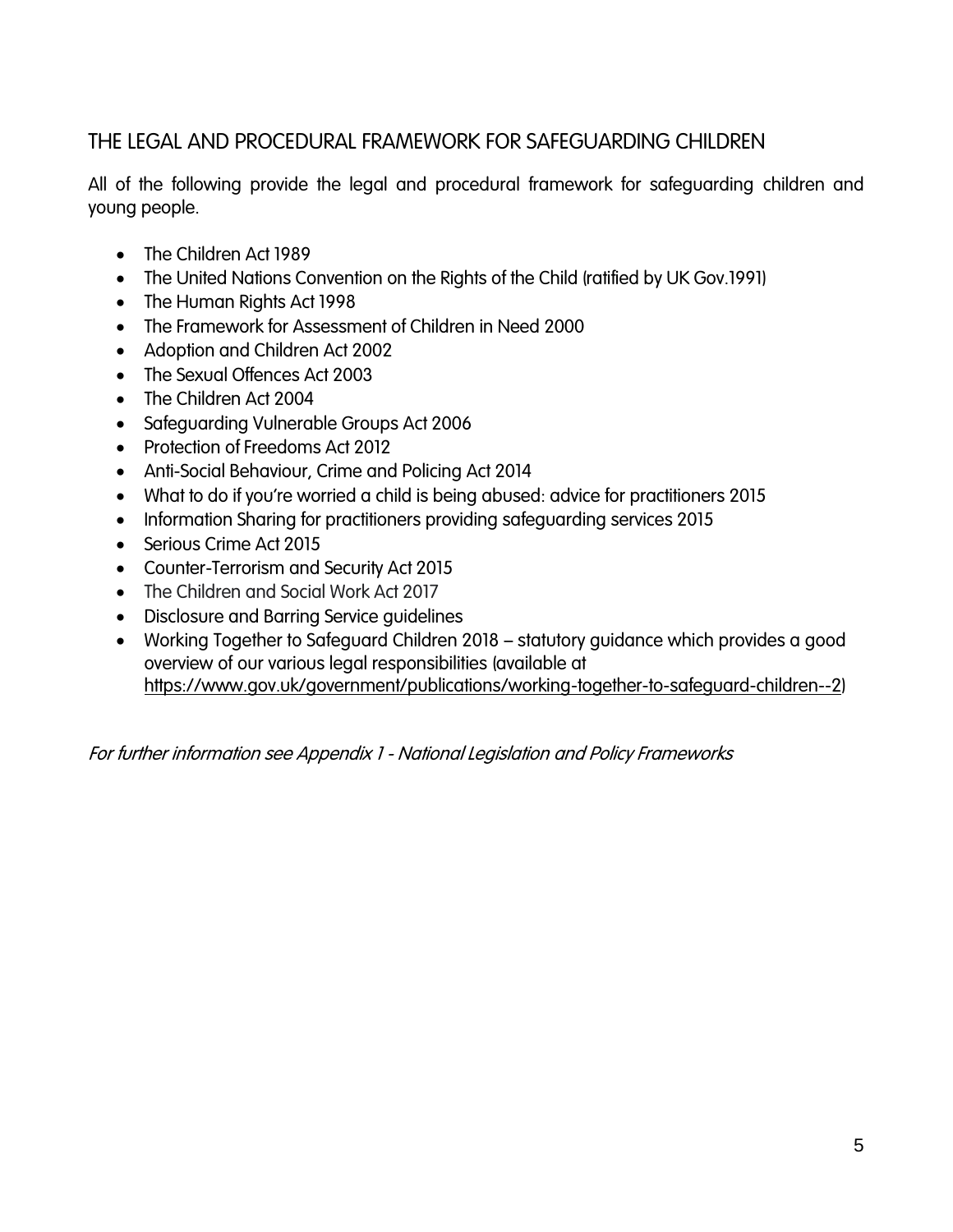## THE LEGAL AND PROCEDURAL FRAMEWORK FOR SAFEGUARDING CHILDREN

All of the following provide the legal and procedural framework for safeguarding children and young people.

- The Children Act 1989
- The United Nations Convention on the Rights of the Child (ratified by UK Gov.1991)
- The Human Rights Act 1998
- The Framework for Assessment of Children in Need 2000
- Adoption and Children Act 2002
- The Sexual Offences Act 2003
- The Children Act 2004
- Safeguarding Vulnerable Groups Act 2006
- Protection of Freedoms Act 2012
- Anti-Social Behaviour, Crime and Policing Act 2014
- What to do if you're worried a child is being abused: advice for practitioners 2015
- Information Sharing for practitioners providing safeguarding services 2015
- Serious Crime Act 2015
- Counter-Terrorism and Security Act 2015
- The Children and Social Work Act 2017
- Disclosure and Barring Service guidelines
- Working Together to Safeguard Children 2018 – statutory guidance which provides a good overview of our various legal responsibilities (available at https://www.gov.uk/government/publications/working-together-to-safeguard-children--2)

*For further information see Appendix 1 - National Legislation and Policy Frameworks*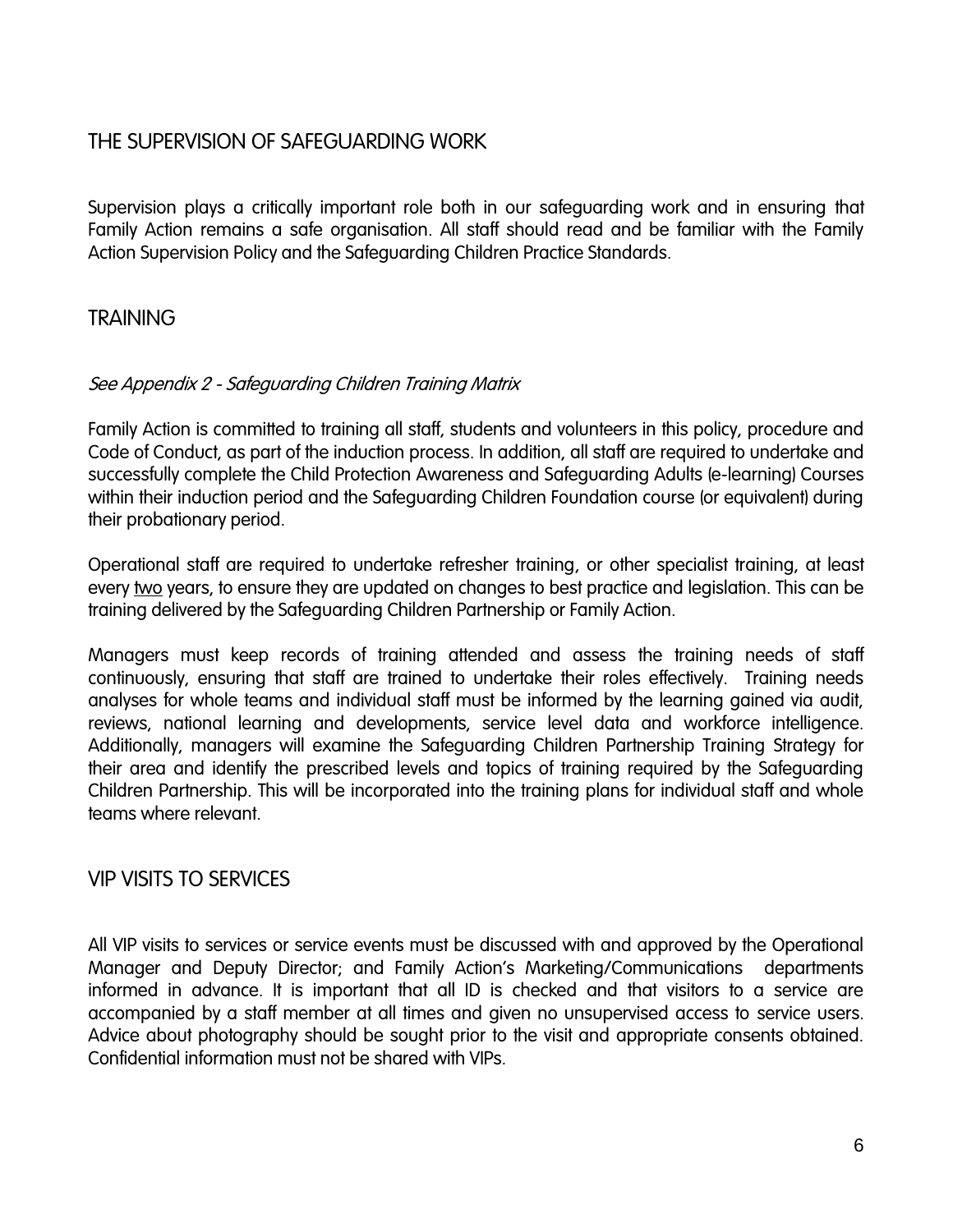## THE SUPERVISION OF SAFEGUARDING WORK

Supervision plays a critically important role both in our safeguarding work and in ensuring that Family Action remains a safe organisation. All staff should read and be familiar with the Family Action Supervision Policy and the Safeguarding Children Practice Standards.

## TRAINING

*See Appendix 2 - Safeguarding Children Training Matrix*

Family Action is committed to training all staff, students and volunteers in this policy, procedure and Code of Conduct, as part of the induction process. In addition, all staff are required to undertake and successfully complete the Child Protection Awareness and Safeguarding Adults (e-learning) Courses within their induction period and the Safeguarding Children Foundation course (or equivalent) during their probationary period.

Operational staff are required to undertake refresher training, or other specialist training, at least every <u>two</u> years, to ensure they are updated on changes to best practice and legislation. This can be training delivered by the Safeguarding Children Partnership or Family Action.

Managers must keep records of training attended and assess the training needs of staff continuously, ensuring that staff are trained to undertake their roles effectively. Training needs analyses for whole teams and individual staff must be informed by the learning gained via audit, reviews, national learning and developments, service level data and workforce intelligence. Additionally, managers will examine the Safeguarding Children Partnership Training Strategy for their area and identify the prescribed levels and topics of training required by the Safeguarding Children Partnership. This will be incorporated into the training plans for individual staff and whole teams where relevant.

## VIP VISITS TO SERVICES

All VIP visits to services or service events must be discussed with and approved by the Operational Manager and Deputy Director; and Family Action's Marketing/Communications departments informed in advance. It is important that all ID is checked and that visitors to a service are accompanied by a staff member at all times and given no unsupervised access to service users. Advice about photography should be sought prior to the visit and appropriate consents obtained. Confidential information must not be shared with VIPs.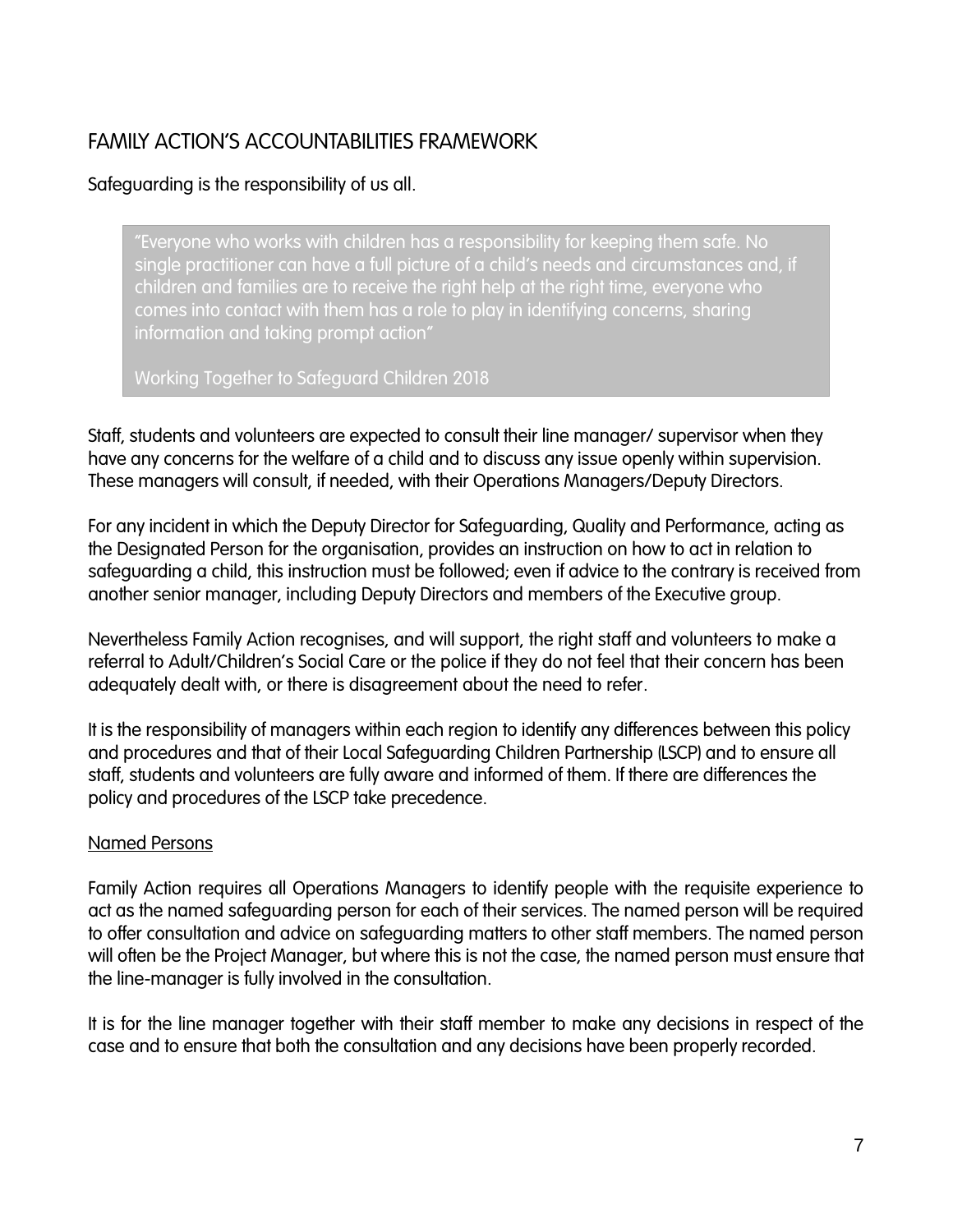## FAMILY ACTION'S ACCOUNTABILITIES FRAMEWORK

Safeguarding is the responsibility of us all.

> "Everyone who works with children has a responsibility for keeping them safe. No single practitioner can have a full picture of a child's needs and circumstances and, if children and families are to receive the right help at the right time, everyone who comes into contact with them has a role to play in identifying concerns, sharing information and taking prompt action"
>
> Working Together to Safeguard Children 2018

Staff, students and volunteers are expected to consult their line manager/ supervisor when they have any concerns for the welfare of a child and to discuss any issue openly within supervision. These managers will consult, if needed, with their Operations Managers/Deputy Directors.

For any incident in which the Deputy Director for Safeguarding, Quality and Performance, acting as the Designated Person for the organisation, provides an instruction on how to act in relation to safeguarding a child, this instruction must be followed; even if advice to the contrary is received from another senior manager, including Deputy Directors and members of the Executive group.

Nevertheless Family Action recognises, and will support, the right staff and volunteers to make a referral to Adult/Children's Social Care or the police if they do not feel that their concern has been adequately dealt with, or there is disagreement about the need to refer.

It is the responsibility of managers within each region to identify any differences between this policy and procedures and that of their Local Safeguarding Children Partnership (LSCP) and to ensure all staff, students and volunteers are fully aware and informed of them. If there are differences the policy and procedures of the LSCP take precedence.

<u>Named Persons</u>

Family Action requires all Operations Managers to identify people with the requisite experience to act as the named safeguarding person for each of their services. The named person will be required to offer consultation and advice on safeguarding matters to other staff members. The named person will often be the Project Manager, but where this is not the case, the named person must ensure that the line-manager is fully involved in the consultation.

It is for the line manager together with their staff member to make any decisions in respect of the case and to ensure that both the consultation and any decisions have been properly recorded.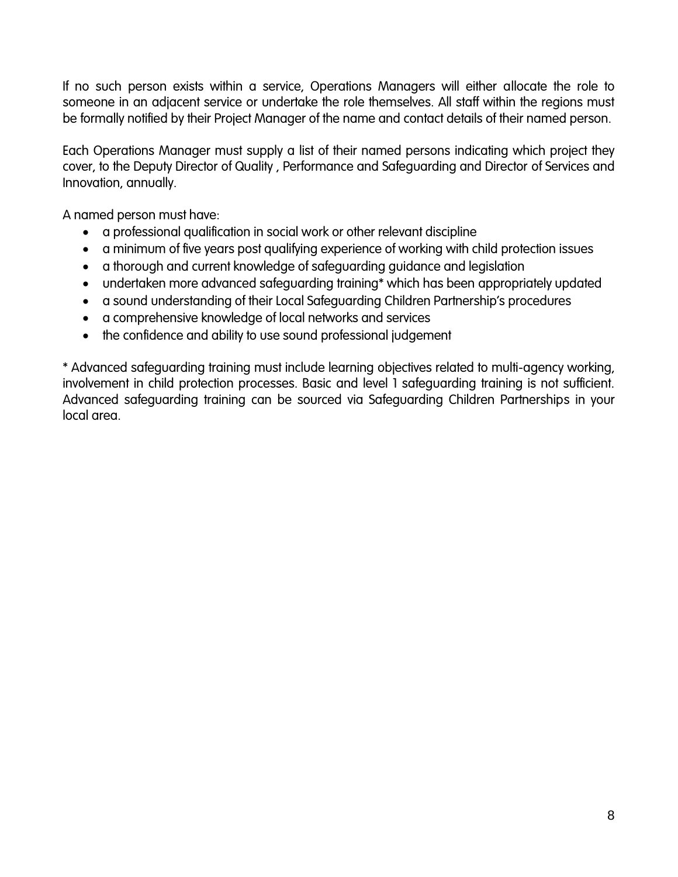If no such person exists within a service, Operations Managers will either allocate the role to someone in an adjacent service or undertake the role themselves. All staff within the regions must be formally notified by their Project Manager of the name and contact details of their named person.

Each Operations Manager must supply a list of their named persons indicating which project they cover, to the Deputy Director of Quality , Performance and Safeguarding and Director of Services and Innovation, annually.

A named person must have:

- a professional qualification in social work or other relevant discipline
- a minimum of five years post qualifying experience of working with child protection issues
- a thorough and current knowledge of safeguarding guidance and legislation
- undertaken more advanced safeguarding training* which has been appropriately updated
- a sound understanding of their Local Safeguarding Children Partnership's procedures
- a comprehensive knowledge of local networks and services
- the confidence and ability to use sound professional judgement

* Advanced safeguarding training must include learning objectives related to multi-agency working, involvement in child protection processes. Basic and level 1 safeguarding training is not sufficient. Advanced safeguarding training can be sourced via Safeguarding Children Partnerships in your local area.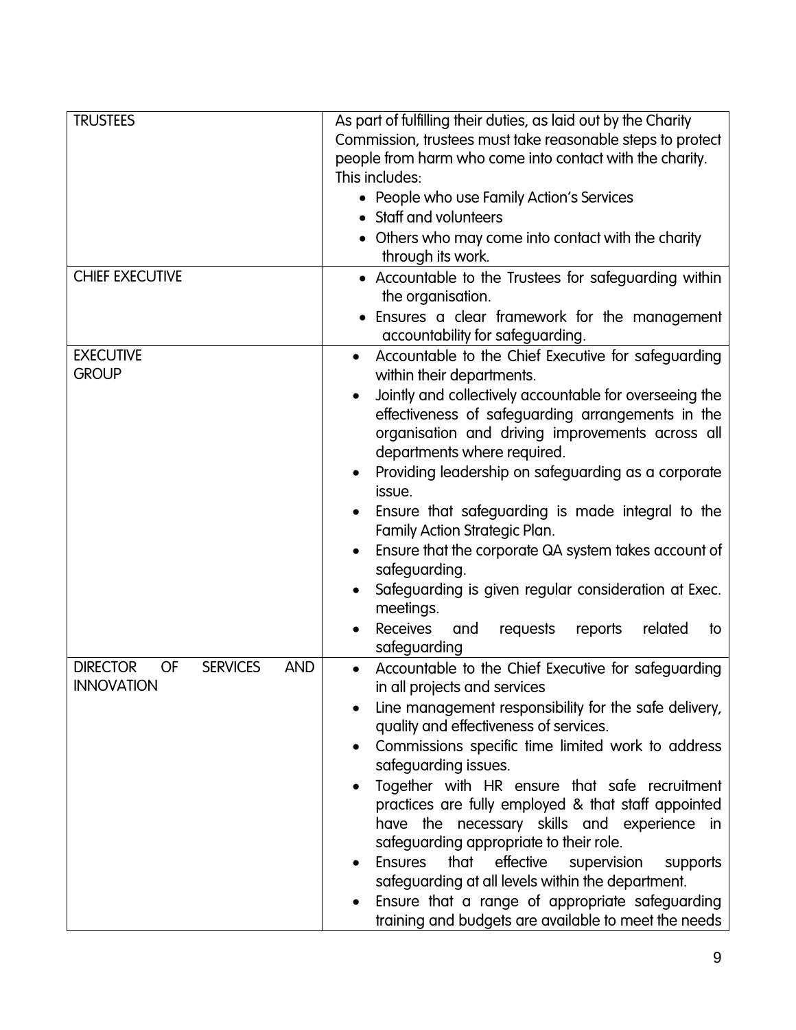| | |
|---|---|
| TRUSTEES | As part of fulfilling their duties, as laid out by the Charity Commission, trustees must take reasonable steps to protect people from harm who come into contact with the charity. This includes:<br>• People who use Family Action's Services<br>• Staff and volunteers<br>• Others who may come into contact with the charity through its work. |
| CHIEF EXECUTIVE | • Accountable to the Trustees for safeguarding within the organisation.<br>• Ensures a clear framework for the management accountability for safeguarding. |
| EXECUTIVE GROUP | • Accountable to the Chief Executive for safeguarding within their departments.<br>• Jointly and collectively accountable for overseeing the effectiveness of safeguarding arrangements in the organisation and driving improvements across all departments where required.<br>• Providing leadership on safeguarding as a corporate issue.<br>• Ensure that safeguarding is made integral to the Family Action Strategic Plan.<br>• Ensure that the corporate QA system takes account of safeguarding.<br>• Safeguarding is given regular consideration at Exec. meetings.<br>• Receives and requests reports related to safeguarding |
| DIRECTOR OF SERVICES AND INNOVATION | • Accountable to the Chief Executive for safeguarding in all projects and services<br>• Line management responsibility for the safe delivery, quality and effectiveness of services.<br>• Commissions specific time limited work to address safeguarding issues.<br>• Together with HR ensure that safe recruitment practices are fully employed & that staff appointed have the necessary skills and experience in safeguarding appropriate to their role.<br>• Ensures that effective supervision supports safeguarding at all levels within the department.<br>• Ensure that a range of appropriate safeguarding training and budgets are available to meet the needs |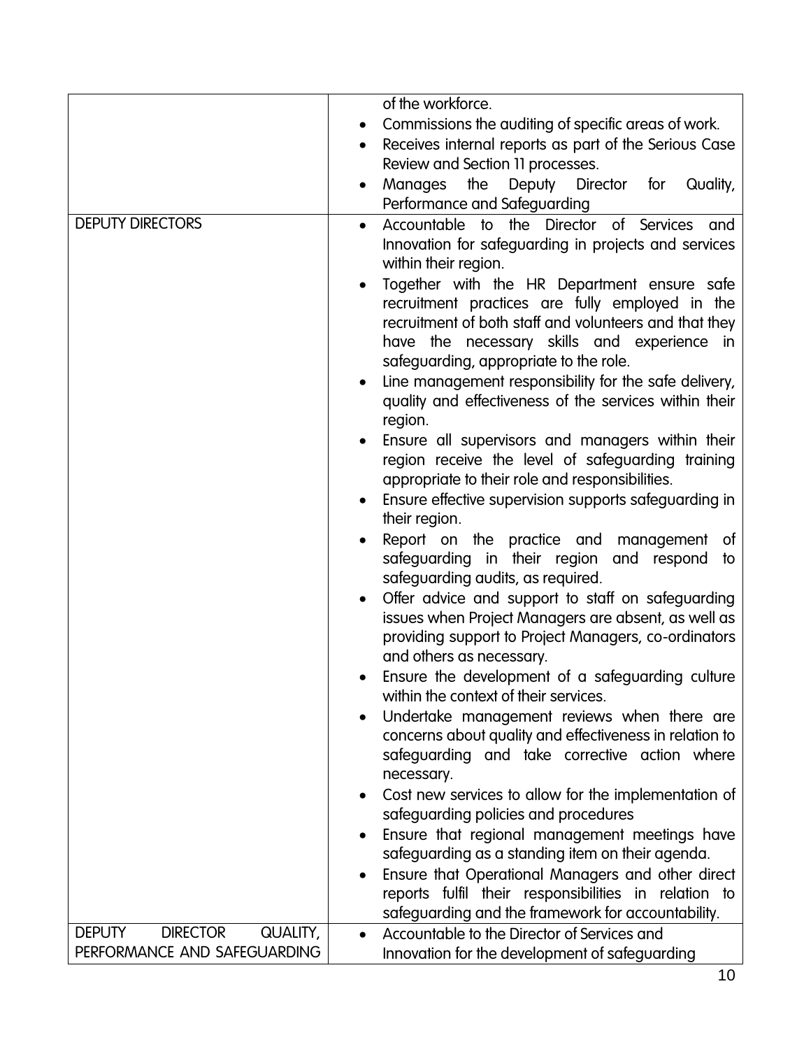| | |
|---|---|
| | of the workforce.<br>• Commissions the auditing of specific areas of work.<br>• Receives internal reports as part of the Serious Case Review and Section 11 processes.<br>• Manages the Deputy Director for Quality, Performance and Safeguarding |
| DEPUTY DIRECTORS | • Accountable to the Director of Services and Innovation for safeguarding in projects and services within their region.<br>• Together with the HR Department ensure safe recruitment practices are fully employed in the recruitment of both staff and volunteers and that they have the necessary skills and experience in safeguarding, appropriate to the role.<br>• Line management responsibility for the safe delivery, quality and effectiveness of the services within their region.<br>• Ensure all supervisors and managers within their region receive the level of safeguarding training appropriate to their role and responsibilities.<br>• Ensure effective supervision supports safeguarding in their region.<br>• Report on the practice and management of safeguarding in their region and respond to safeguarding audits, as required.<br>• Offer advice and support to staff on safeguarding issues when Project Managers are absent, as well as providing support to Project Managers, co-ordinators and others as necessary.<br>• Ensure the development of a safeguarding culture within the context of their services.<br>• Undertake management reviews when there are concerns about quality and effectiveness in relation to safeguarding and take corrective action where necessary.<br>• Cost new services to allow for the implementation of safeguarding policies and procedures<br>• Ensure that regional management meetings have safeguarding as a standing item on their agenda.<br>• Ensure that Operational Managers and other direct reports fulfil their responsibilities in relation to safeguarding and the framework for accountability. |
| DEPUTY DIRECTOR QUALITY, PERFORMANCE AND SAFEGUARDING | • Accountable to the Director of Services and Innovation for the development of safeguarding |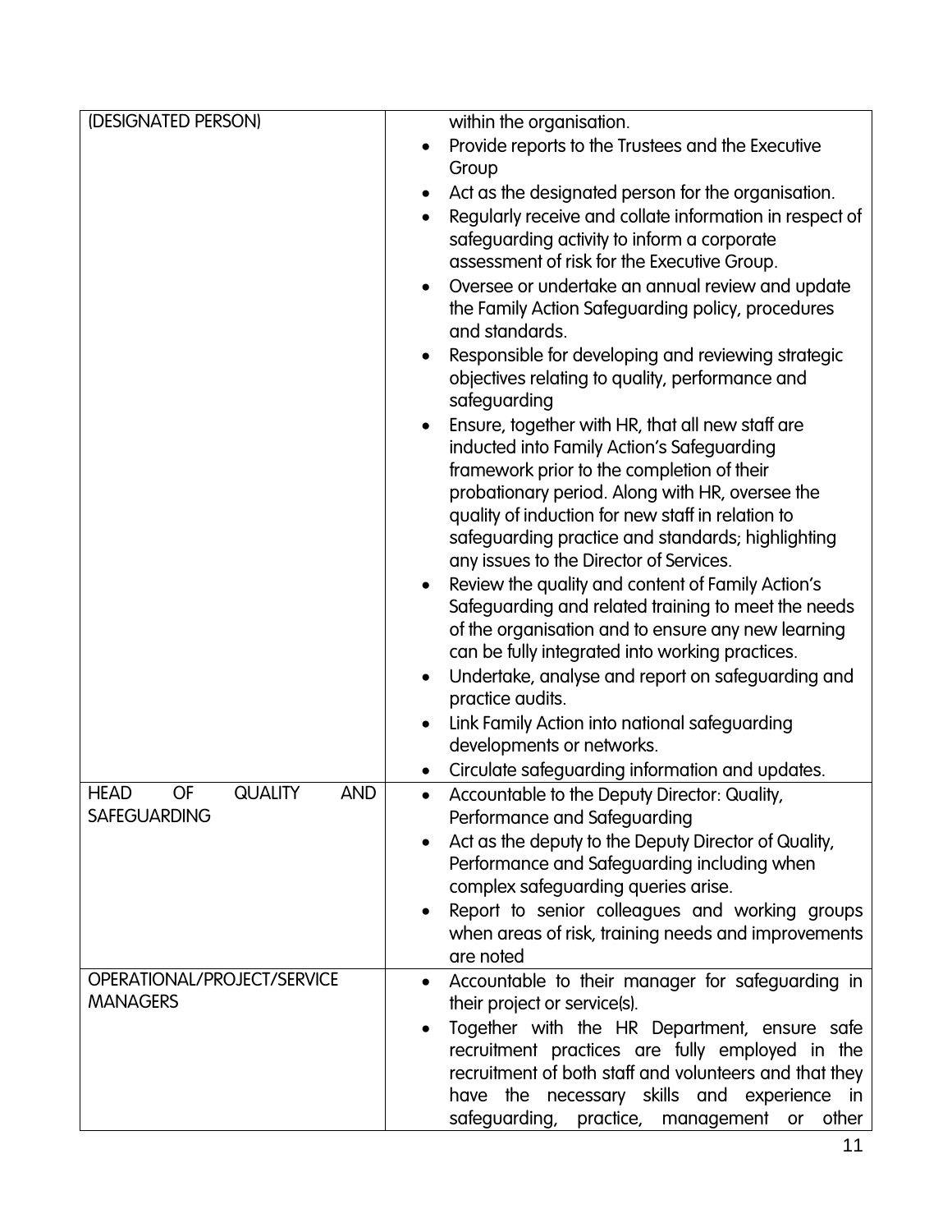| | |
|---|---|
| (DESIGNATED PERSON) | within the organisation.<br>• Provide reports to the Trustees and the Executive Group<br>• Act as the designated person for the organisation.<br>• Regularly receive and collate information in respect of safeguarding activity to inform a corporate assessment of risk for the Executive Group.<br>• Oversee or undertake an annual review and update the Family Action Safeguarding policy, procedures and standards.<br>• Responsible for developing and reviewing strategic objectives relating to quality, performance and safeguarding<br>• Ensure, together with HR, that all new staff are inducted into Family Action's Safeguarding framework prior to the completion of their probationary period. Along with HR, oversee the quality of induction for new staff in relation to safeguarding practice and standards; highlighting any issues to the Director of Services.<br>• Review the quality and content of Family Action's Safeguarding and related training to meet the needs of the organisation and to ensure any new learning can be fully integrated into working practices.<br>• Undertake, analyse and report on safeguarding and practice audits.<br>• Link Family Action into national safeguarding developments or networks.<br>• Circulate safeguarding information and updates. |
| HEAD OF QUALITY AND SAFEGUARDING | • Accountable to the Deputy Director: Quality, Performance and Safeguarding<br>• Act as the deputy to the Deputy Director of Quality, Performance and Safeguarding including when complex safeguarding queries arise.<br>• Report to senior colleagues and working groups when areas of risk, training needs and improvements are noted |
| OPERATIONAL/PROJECT/SERVICE MANAGERS | • Accountable to their manager for safeguarding in their project or service(s).<br>• Together with the HR Department, ensure safe recruitment practices are fully employed in the recruitment of both staff and volunteers and that they have the necessary skills and experience in safeguarding, practice, management or other |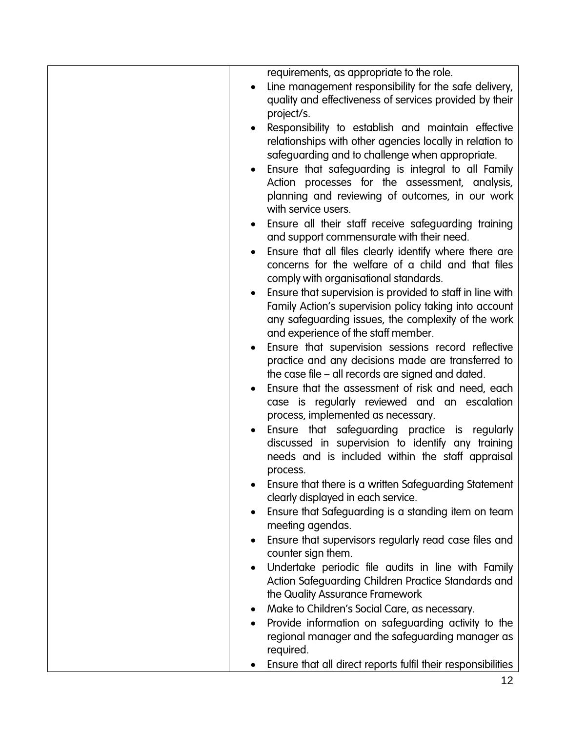| | requirements, as appropriate to the role.<br>• Line management responsibility for the safe delivery, quality and effectiveness of services provided by their project/s.<br>• Responsibility to establish and maintain effective relationships with other agencies locally in relation to safeguarding and to challenge when appropriate.<br>• Ensure that safeguarding is integral to all Family Action processes for the assessment, analysis, planning and reviewing of outcomes, in our work with service users.<br>• Ensure all their staff receive safeguarding training and support commensurate with their need.<br>• Ensure that all files clearly identify where there are concerns for the welfare of a child and that files comply with organisational standards.<br>• Ensure that supervision is provided to staff in line with Family Action's supervision policy taking into account any safeguarding issues, the complexity of the work and experience of the staff member.<br>• Ensure that supervision sessions record reflective practice and any decisions made are transferred to the case file – all records are signed and dated.<br>• Ensure that the assessment of risk and need, each case is regularly reviewed and an escalation process, implemented as necessary.<br>• Ensure that safeguarding practice is regularly discussed in supervision to identify any training needs and is included within the staff appraisal process.<br>• Ensure that there is a written Safeguarding Statement clearly displayed in each service.<br>• Ensure that Safeguarding is a standing item on team meeting agendas.<br>• Ensure that supervisors regularly read case files and counter sign them.<br>• Undertake periodic file audits in line with Family Action Safeguarding Children Practice Standards and the Quality Assurance Framework<br>• Make to Children's Social Care, as necessary.<br>• Provide information on safeguarding activity to the regional manager and the safeguarding manager as required.<br>• Ensure that all direct reports fulfil their responsibilities |
|---|---|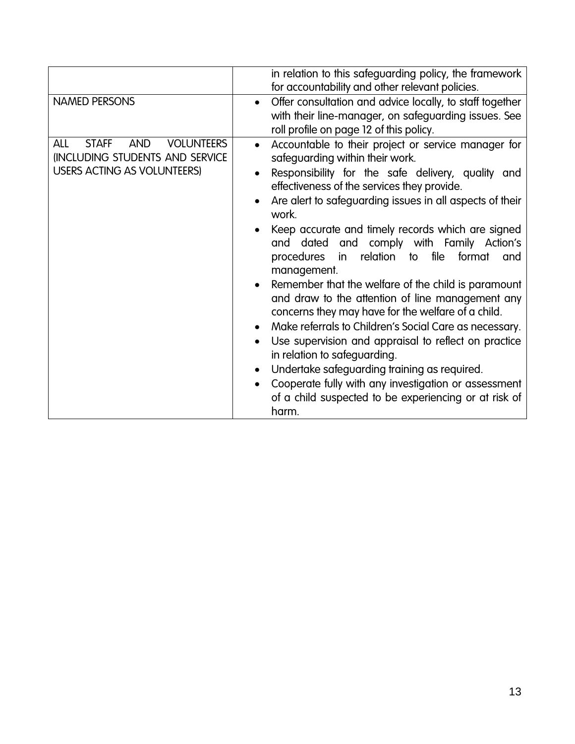| | |
|---|---|
| | in relation to this safeguarding policy, the framework for accountability and other relevant policies. |
| NAMED PERSONS | • Offer consultation and advice locally, to staff together with their line-manager, on safeguarding issues. See roll profile on page 12 of this policy. |
| ALL STAFF AND VOLUNTEERS (INCLUDING STUDENTS AND SERVICE USERS ACTING AS VOLUNTEERS) | • Accountable to their project or service manager for safeguarding within their work.<br>• Responsibility for the safe delivery, quality and effectiveness of the services they provide.<br>• Are alert to safeguarding issues in all aspects of their work.<br>• Keep accurate and timely records which are signed and dated and comply with Family Action's procedures in relation to file format and management.<br>• Remember that the welfare of the child is paramount and draw to the attention of line management any concerns they may have for the welfare of a child.<br>• Make referrals to Children's Social Care as necessary.<br>• Use supervision and appraisal to reflect on practice in relation to safeguarding.<br>• Undertake safeguarding training as required.<br>• Cooperate fully with any investigation or assessment of a child suspected to be experiencing or at risk of harm. |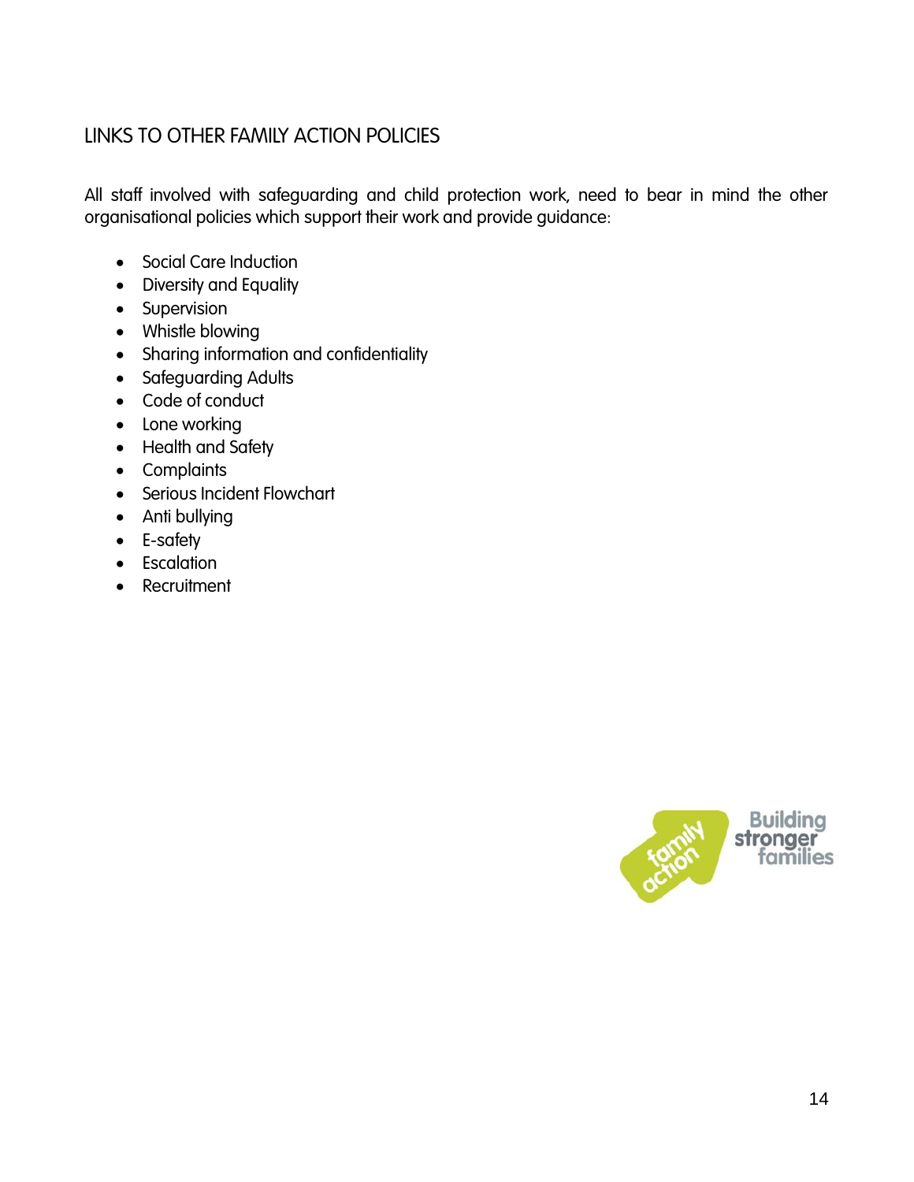## LINKS TO OTHER FAMILY ACTION POLICIES

All staff involved with safeguarding and child protection work, need to bear in mind the other organisational policies which support their work and provide guidance:

- Social Care Induction
- Diversity and Equality
- Supervision
- Whistle blowing
- Sharing information and confidentiality
- Safeguarding Adults
- Code of conduct
- Lone working
- Health and Safety
- Complaints
- Serious Incident Flowchart
- Anti bullying
- E-safety
- Escalation
- Recruitment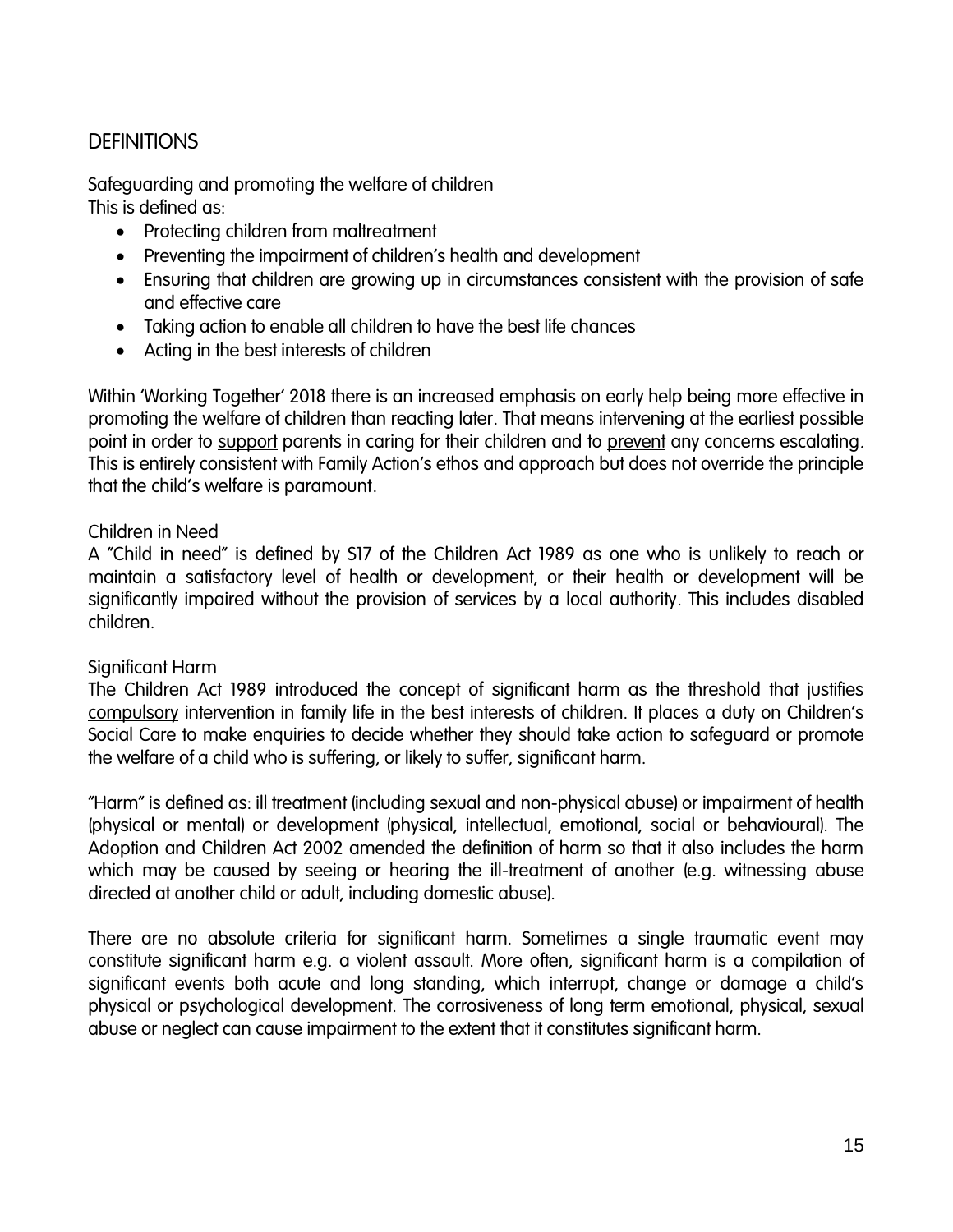## DEFINITIONS

Safeguarding and promoting the welfare of children
This is defined as:

- Protecting children from maltreatment
- Preventing the impairment of children's health and development
- Ensuring that children are growing up in circumstances consistent with the provision of safe and effective care
- Taking action to enable all children to have the best life chances
- Acting in the best interests of children

Within 'Working Together' 2018 there is an increased emphasis on early help being more effective in promoting the welfare of children than reacting later. That means intervening at the earliest possible point in order to <u>support</u> parents in caring for their children and to <u>prevent</u> any concerns escalating. This is entirely consistent with Family Action's ethos and approach but does not override the principle that the child's welfare is paramount.

Children in Need
A "Child in need" is defined by S17 of the Children Act 1989 as one who is unlikely to reach or maintain a satisfactory level of health or development, or their health or development will be significantly impaired without the provision of services by a local authority. This includes disabled children.

Significant Harm
The Children Act 1989 introduced the concept of significant harm as the threshold that justifies <u>compulsory</u> intervention in family life in the best interests of children. It places a duty on Children's Social Care to make enquiries to decide whether they should take action to safeguard or promote the welfare of a child who is suffering, or likely to suffer, significant harm.

"Harm" is defined as: ill treatment (including sexual and non-physical abuse) or impairment of health (physical or mental) or development (physical, intellectual, emotional, social or behavioural). The Adoption and Children Act 2002 amended the definition of harm so that it also includes the harm which may be caused by seeing or hearing the ill-treatment of another (e.g. witnessing abuse directed at another child or adult, including domestic abuse).

There are no absolute criteria for significant harm. Sometimes a single traumatic event may constitute significant harm e.g. a violent assault. More often, significant harm is a compilation of significant events both acute and long standing, which interrupt, change or damage a child's physical or psychological development. The corrosiveness of long term emotional, physical, sexual abuse or neglect can cause impairment to the extent that it constitutes significant harm.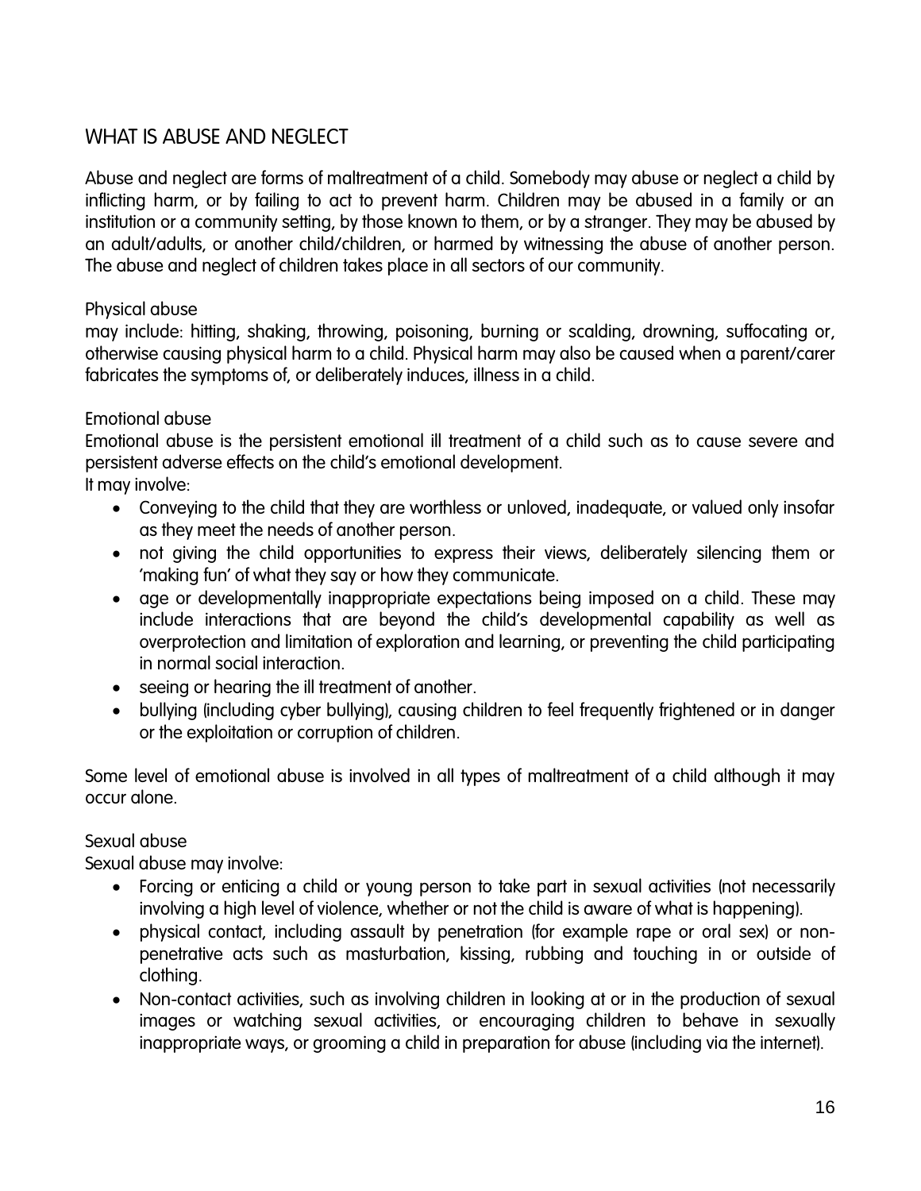## WHAT IS ABUSE AND NEGLECT

Abuse and neglect are forms of maltreatment of a child. Somebody may abuse or neglect a child by inflicting harm, or by failing to act to prevent harm. Children may be abused in a family or an institution or a community setting, by those known to them, or by a stranger. They may be abused by an adult/adults, or another child/children, or harmed by witnessing the abuse of another person. The abuse and neglect of children takes place in all sectors of our community.

### Physical abuse

may include: hitting, shaking, throwing, poisoning, burning or scalding, drowning, suffocating or, otherwise causing physical harm to a child. Physical harm may also be caused when a parent/carer fabricates the symptoms of, or deliberately induces, illness in a child.

### Emotional abuse

Emotional abuse is the persistent emotional ill treatment of a child such as to cause severe and persistent adverse effects on the child's emotional development.
It may involve:

- Conveying to the child that they are worthless or unloved, inadequate, or valued only insofar as they meet the needs of another person.
- not giving the child opportunities to express their views, deliberately silencing them or 'making fun' of what they say or how they communicate.
- age or developmentally inappropriate expectations being imposed on a child. These may include interactions that are beyond the child's developmental capability as well as overprotection and limitation of exploration and learning, or preventing the child participating in normal social interaction.
- seeing or hearing the ill treatment of another.
- bullying (including cyber bullying), causing children to feel frequently frightened or in danger or the exploitation or corruption of children.

Some level of emotional abuse is involved in all types of maltreatment of a child although it may occur alone.

### Sexual abuse

Sexual abuse may involve:

- Forcing or enticing a child or young person to take part in sexual activities (not necessarily involving a high level of violence, whether or not the child is aware of what is happening).
- physical contact, including assault by penetration (for example rape or oral sex) or non-penetrative acts such as masturbation, kissing, rubbing and touching in or outside of clothing.
- Non-contact activities, such as involving children in looking at or in the production of sexual images or watching sexual activities, or encouraging children to behave in sexually inappropriate ways, or grooming a child in preparation for abuse (including via the internet).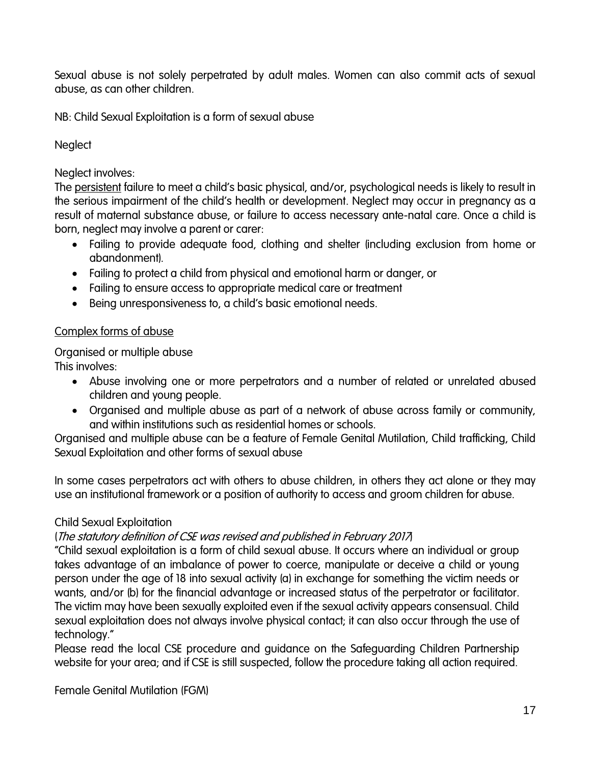Sexual abuse is not solely perpetrated by adult males. Women can also commit acts of sexual abuse, as can other children.

NB: Child Sexual Exploitation is a form of sexual abuse

Neglect

Neglect involves:
The persistent failure to meet a child's basic physical, and/or, psychological needs is likely to result in the serious impairment of the child's health or development. Neglect may occur in pregnancy as a result of maternal substance abuse, or failure to access necessary ante-natal care. Once a child is born, neglect may involve a parent or carer:

- Failing to provide adequate food, clothing and shelter (including exclusion from home or abandonment).
- Failing to protect a child from physical and emotional harm or danger, or
- Failing to ensure access to appropriate medical care or treatment
- Being unresponsiveness to, a child's basic emotional needs.

Complex forms of abuse

Organised or multiple abuse
This involves:

- Abuse involving one or more perpetrators and a number of related or unrelated abused children and young people.
- Organised and multiple abuse as part of a network of abuse across family or community, and within institutions such as residential homes or schools.

Organised and multiple abuse can be a feature of Female Genital Mutilation, Child trafficking, Child Sexual Exploitation and other forms of sexual abuse

In some cases perpetrators act with others to abuse children, in others they act alone or they may use an institutional framework or a position of authority to access and groom children for abuse.

Child Sexual Exploitation
(*The statutory definition of CSE was revised and published in February 2017*)
"Child sexual exploitation is a form of child sexual abuse. It occurs where an individual or group takes advantage of an imbalance of power to coerce, manipulate or deceive a child or young person under the age of 18 into sexual activity (a) in exchange for something the victim needs or wants, and/or (b) for the financial advantage or increased status of the perpetrator or facilitator. The victim may have been sexually exploited even if the sexual activity appears consensual. Child sexual exploitation does not always involve physical contact; it can also occur through the use of technology."
Please read the local CSE procedure and guidance on the Safeguarding Children Partnership website for your area; and if CSE is still suspected, follow the procedure taking all action required.

Female Genital Mutilation (FGM)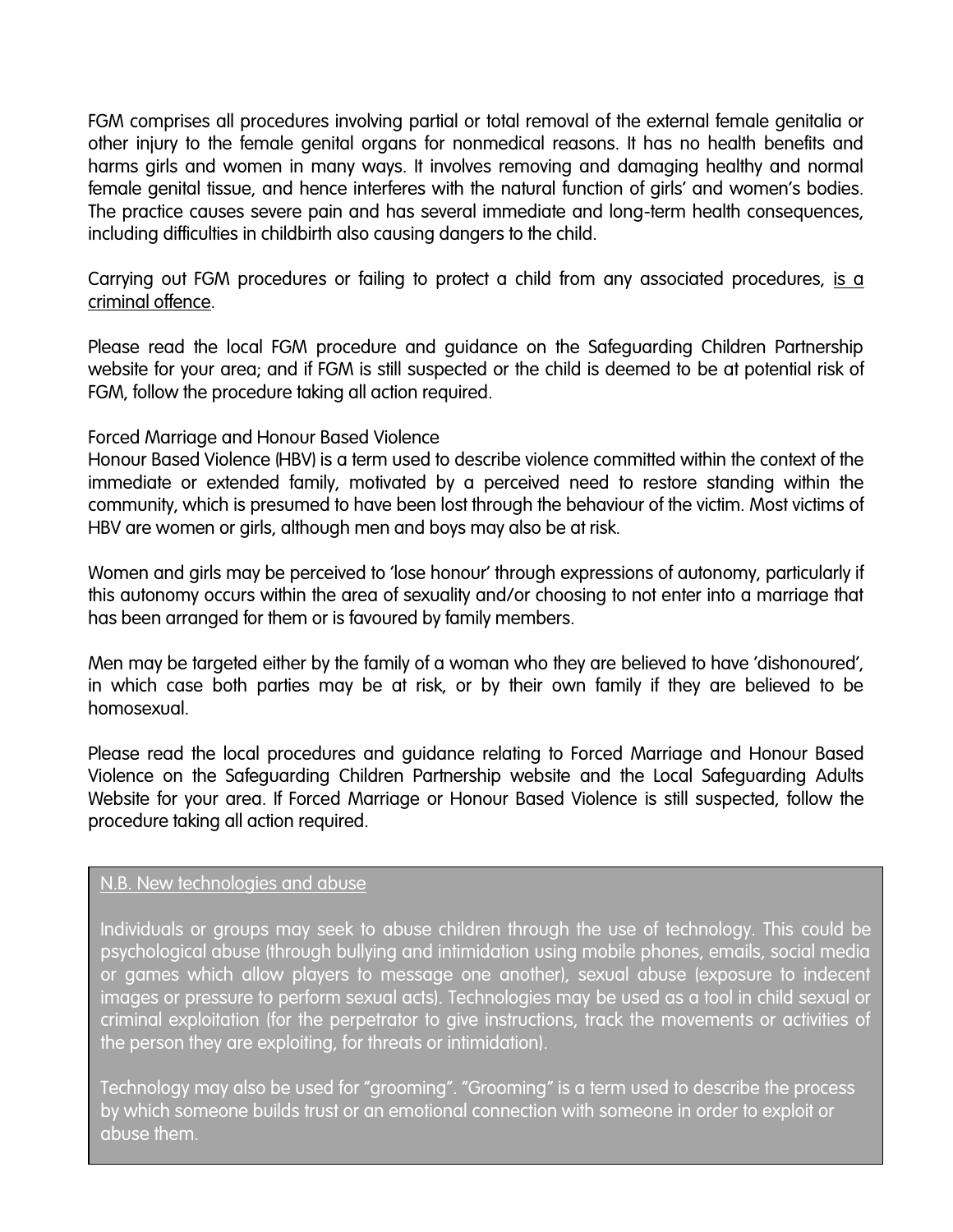FGM comprises all procedures involving partial or total removal of the external female genitalia or other injury to the female genital organs for nonmedical reasons. It has no health benefits and harms girls and women in many ways. It involves removing and damaging healthy and normal female genital tissue, and hence interferes with the natural function of girls' and women's bodies. The practice causes severe pain and has several immediate and long-term health consequences, including difficulties in childbirth also causing dangers to the child.

Carrying out FGM procedures or failing to protect a child from any associated procedures, <u>is a criminal offence</u>.

Please read the local FGM procedure and guidance on the Safeguarding Children Partnership website for your area; and if FGM is still suspected or the child is deemed to be at potential risk of FGM, follow the procedure taking all action required.

Forced Marriage and Honour Based Violence

Honour Based Violence (HBV) is a term used to describe violence committed within the context of the immediate or extended family, motivated by a perceived need to restore standing within the community, which is presumed to have been lost through the behaviour of the victim. Most victims of HBV are women or girls, although men and boys may also be at risk.

Women and girls may be perceived to 'lose honour' through expressions of autonomy, particularly if this autonomy occurs within the area of sexuality and/or choosing to not enter into a marriage that has been arranged for them or is favoured by family members.

Men may be targeted either by the family of a woman who they are believed to have 'dishonoured', in which case both parties may be at risk, or by their own family if they are believed to be homosexual.

Please read the local procedures and guidance relating to Forced Marriage and Honour Based Violence on the Safeguarding Children Partnership website and the Local Safeguarding Adults Website for your area. If Forced Marriage or Honour Based Violence is still suspected, follow the procedure taking all action required.

> <u>N.B. New technologies and abuse</u>
>
> Individuals or groups may seek to abuse children through the use of technology. This could be psychological abuse (through bullying and intimidation using mobile phones, emails, social media or games which allow players to message one another), sexual abuse (exposure to indecent images or pressure to perform sexual acts). Technologies may be used as a tool in child sexual or criminal exploitation (for the perpetrator to give instructions, track the movements or activities of the person they are exploiting, for threats or intimidation).
>
> Technology may also be used for "grooming". "Grooming" is a term used to describe the process by which someone builds trust or an emotional connection with someone in order to exploit or abuse them.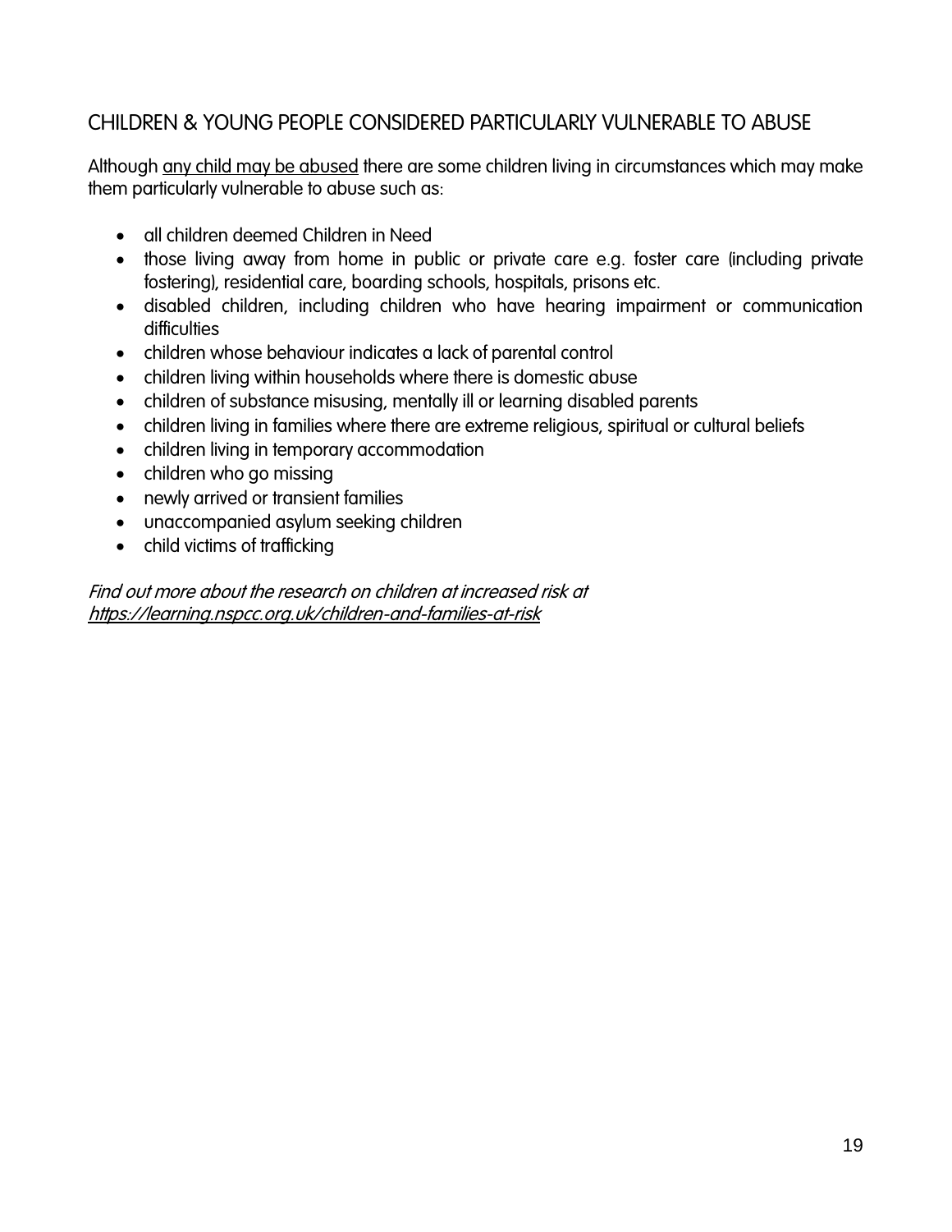## CHILDREN & YOUNG PEOPLE CONSIDERED PARTICULARLY VULNERABLE TO ABUSE

Although any child may be abused there are some children living in circumstances which may make them particularly vulnerable to abuse such as:

- all children deemed Children in Need
- those living away from home in public or private care e.g. foster care (including private fostering), residential care, boarding schools, hospitals, prisons etc.
- disabled children, including children who have hearing impairment or communication difficulties
- children whose behaviour indicates a lack of parental control
- children living within households where there is domestic abuse
- children of substance misusing, mentally ill or learning disabled parents
- children living in families where there are extreme religious, spiritual or cultural beliefs
- children living in temporary accommodation
- children who go missing
- newly arrived or transient families
- unaccompanied asylum seeking children
- child victims of trafficking

*Find out more about the research on children at increased risk at https://learning.nspcc.org.uk/children-and-families-at-risk*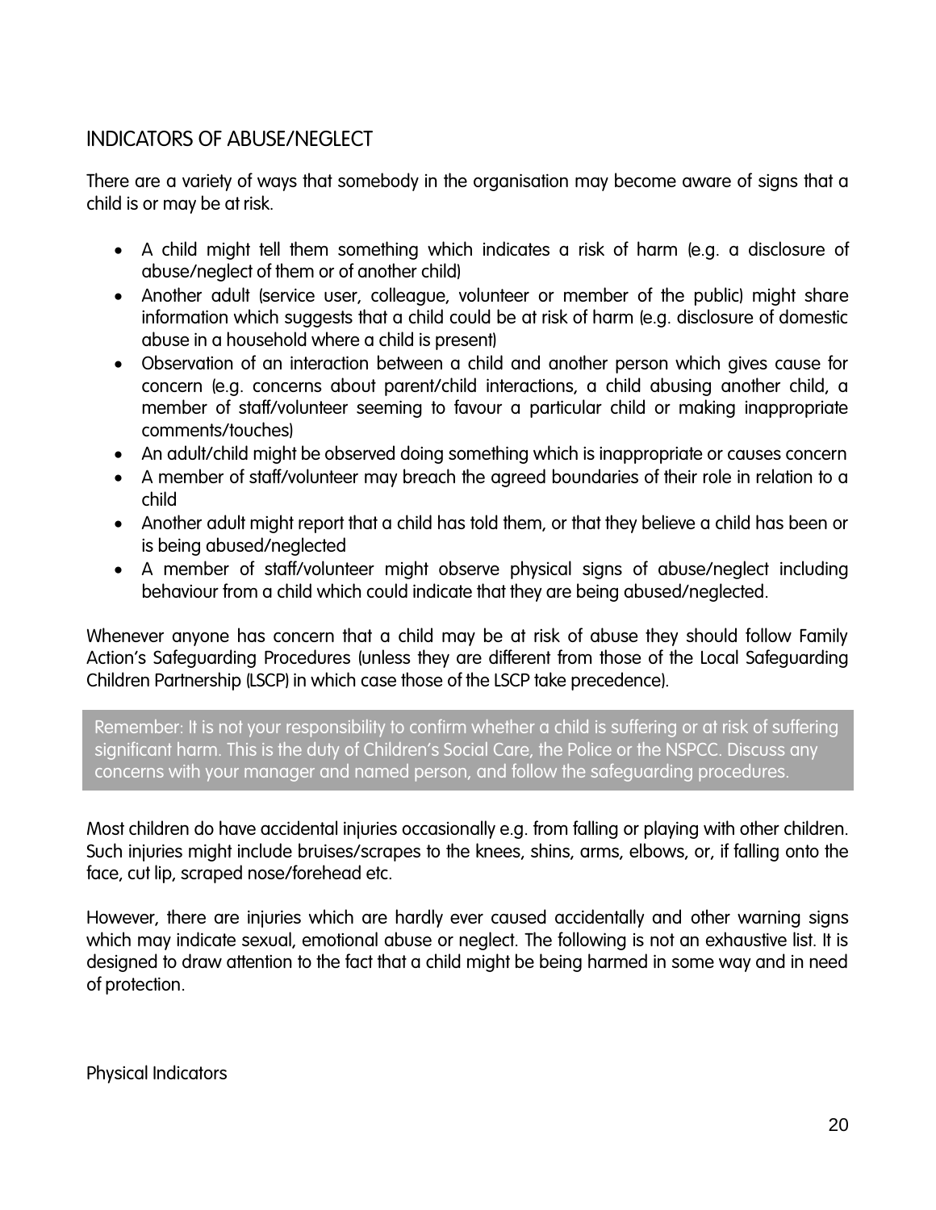## INDICATORS OF ABUSE/NEGLECT

There are a variety of ways that somebody in the organisation may become aware of signs that a child is or may be at risk.

- A child might tell them something which indicates a risk of harm (e.g. a disclosure of abuse/neglect of them or of another child)
- Another adult (service user, colleague, volunteer or member of the public) might share information which suggests that a child could be at risk of harm (e.g. disclosure of domestic abuse in a household where a child is present)
- Observation of an interaction between a child and another person which gives cause for concern (e.g. concerns about parent/child interactions, a child abusing another child, a member of staff/volunteer seeming to favour a particular child or making inappropriate comments/touches)
- An adult/child might be observed doing something which is inappropriate or causes concern
- A member of staff/volunteer may breach the agreed boundaries of their role in relation to a child
- Another adult might report that a child has told them, or that they believe a child has been or is being abused/neglected
- A member of staff/volunteer might observe physical signs of abuse/neglect including behaviour from a child which could indicate that they are being abused/neglected.

Whenever anyone has concern that a child may be at risk of abuse they should follow Family Action's Safeguarding Procedures (unless they are different from those of the Local Safeguarding Children Partnership (LSCP) in which case those of the LSCP take precedence).

> Remember: It is not your responsibility to confirm whether a child is suffering or at risk of suffering significant harm. This is the duty of Children's Social Care, the Police or the NSPCC. Discuss any concerns with your manager and named person, and follow the safeguarding procedures.

Most children do have accidental injuries occasionally e.g. from falling or playing with other children. Such injuries might include bruises/scrapes to the knees, shins, arms, elbows, or, if falling onto the face, cut lip, scraped nose/forehead etc.

However, there are injuries which are hardly ever caused accidentally and other warning signs which may indicate sexual, emotional abuse or neglect. The following is not an exhaustive list. It is designed to draw attention to the fact that a child might be being harmed in some way and in need of protection.

### Physical Indicators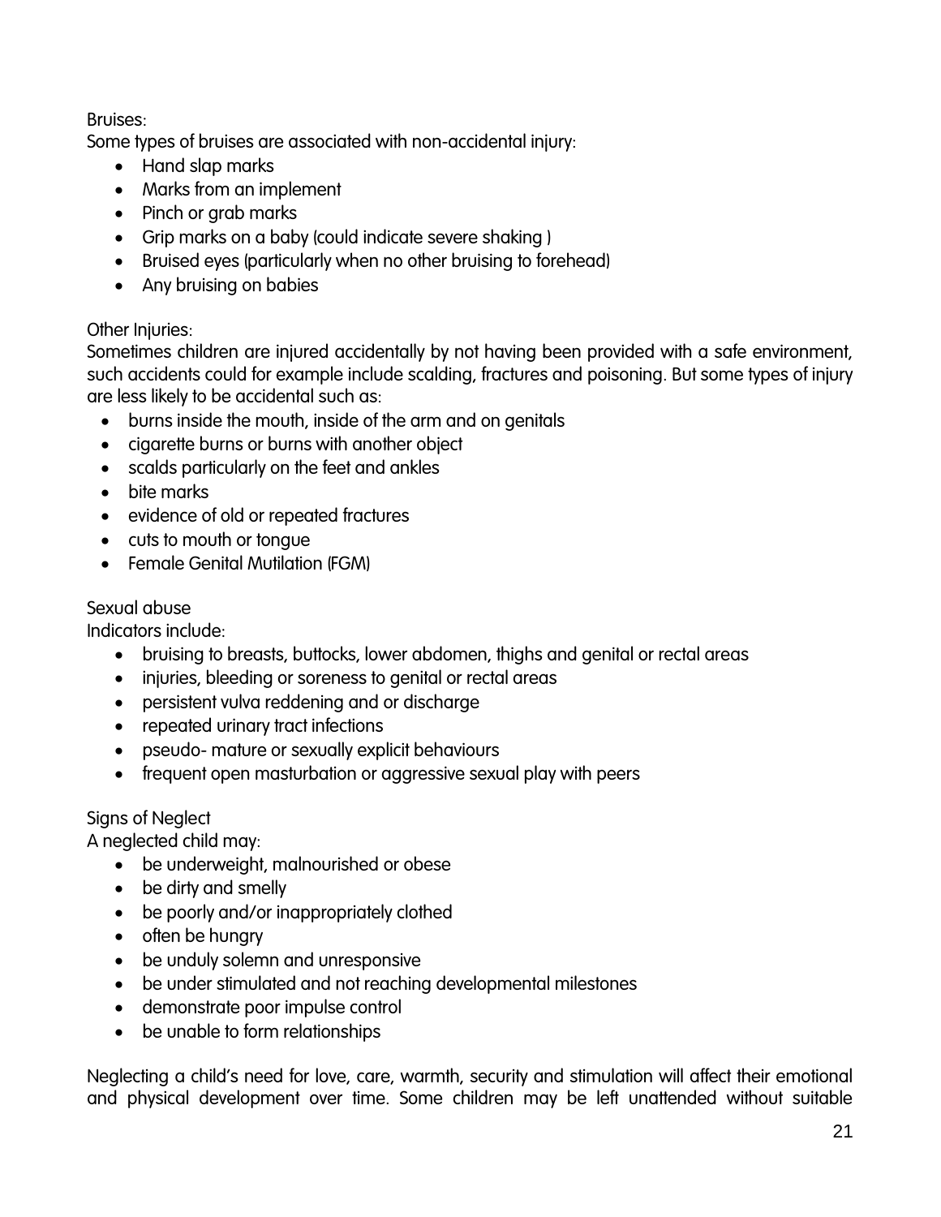Bruises:

Some types of bruises are associated with non-accidental injury:

- Hand slap marks
- Marks from an implement
- Pinch or grab marks
- Grip marks on a baby (could indicate severe shaking )
- Bruised eyes (particularly when no other bruising to forehead)
- Any bruising on babies

Other Injuries:

Sometimes children are injured accidentally by not having been provided with a safe environment, such accidents could for example include scalding, fractures and poisoning. But some types of injury are less likely to be accidental such as:

- burns inside the mouth, inside of the arm and on genitals
- cigarette burns or burns with another object
- scalds particularly on the feet and ankles
- bite marks
- evidence of old or repeated fractures
- cuts to mouth or tongue
- Female Genital Mutilation (FGM)

Sexual abuse

Indicators include:

- bruising to breasts, buttocks, lower abdomen, thighs and genital or rectal areas
- injuries, bleeding or soreness to genital or rectal areas
- persistent vulva reddening and or discharge
- repeated urinary tract infections
- pseudo- mature or sexually explicit behaviours
- frequent open masturbation or aggressive sexual play with peers

Signs of Neglect

A neglected child may:

- be underweight, malnourished or obese
- be dirty and smelly
- be poorly and/or inappropriately clothed
- often be hungry
- be unduly solemn and unresponsive
- be under stimulated and not reaching developmental milestones
- demonstrate poor impulse control
- be unable to form relationships

Neglecting a child's need for love, care, warmth, security and stimulation will affect their emotional and physical development over time. Some children may be left unattended without suitable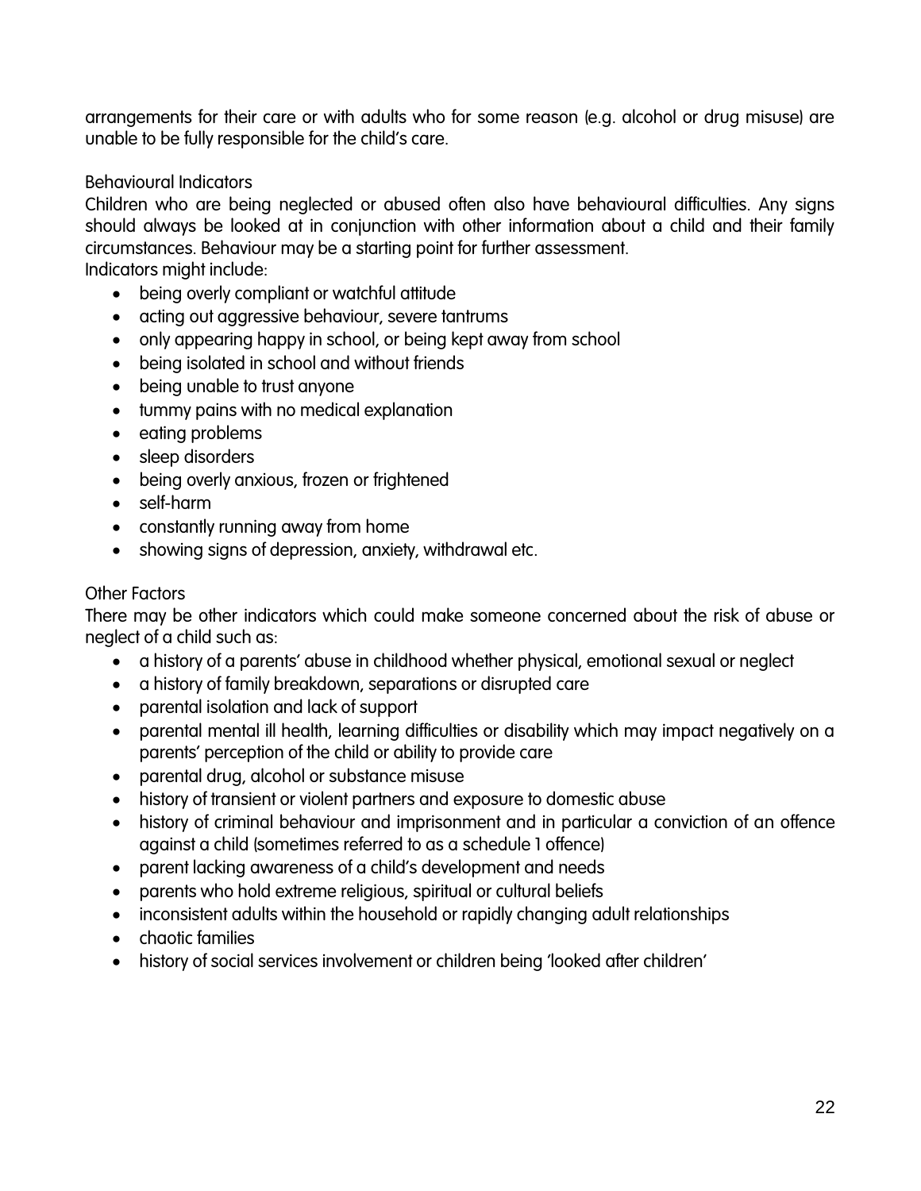arrangements for their care or with adults who for some reason (e.g. alcohol or drug misuse) are unable to be fully responsible for the child's care.

### Behavioural Indicators

Children who are being neglected or abused often also have behavioural difficulties. Any signs should always be looked at in conjunction with other information about a child and their family circumstances. Behaviour may be a starting point for further assessment.

Indicators might include:

- being overly compliant or watchful attitude
- acting out aggressive behaviour, severe tantrums
- only appearing happy in school, or being kept away from school
- being isolated in school and without friends
- being unable to trust anyone
- tummy pains with no medical explanation
- eating problems
- sleep disorders
- being overly anxious, frozen or frightened
- self-harm
- constantly running away from home
- showing signs of depression, anxiety, withdrawal etc.

### Other Factors

There may be other indicators which could make someone concerned about the risk of abuse or neglect of a child such as:

- a history of a parents' abuse in childhood whether physical, emotional sexual or neglect
- a history of family breakdown, separations or disrupted care
- parental isolation and lack of support
- parental mental ill health, learning difficulties or disability which may impact negatively on a parents' perception of the child or ability to provide care
- parental drug, alcohol or substance misuse
- history of transient or violent partners and exposure to domestic abuse
- history of criminal behaviour and imprisonment and in particular a conviction of an offence against a child (sometimes referred to as a schedule 1 offence)
- parent lacking awareness of a child's development and needs
- parents who hold extreme religious, spiritual or cultural beliefs
- inconsistent adults within the household or rapidly changing adult relationships
- chaotic families
- history of social services involvement or children being 'looked after children'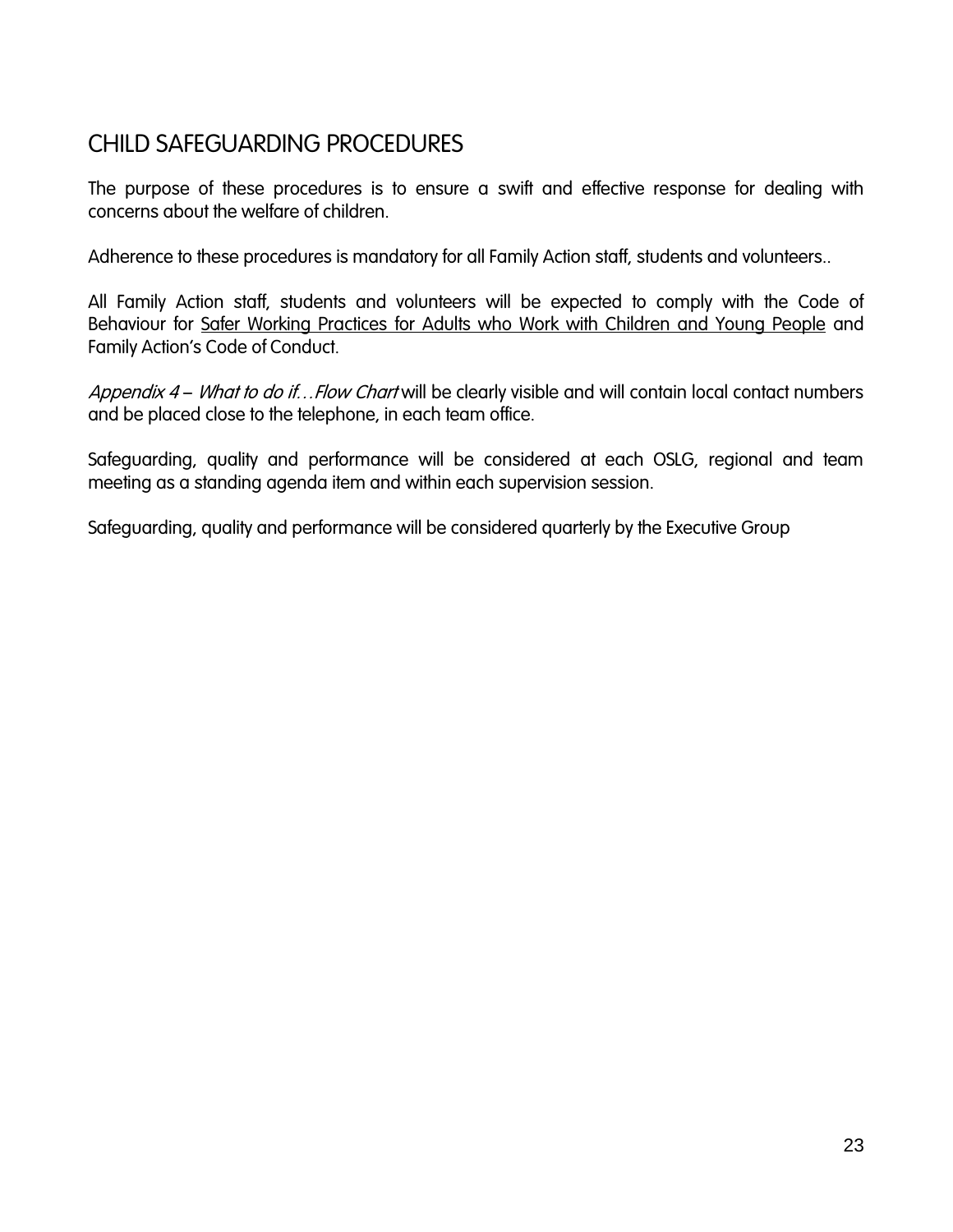## CHILD SAFEGUARDING PROCEDURES

The purpose of these procedures is to ensure a swift and effective response for dealing with concerns about the welfare of children.

Adherence to these procedures is mandatory for all Family Action staff, students and volunteers..

All Family Action staff, students and volunteers will be expected to comply with the Code of Behaviour for Safer Working Practices for Adults who Work with Children and Young People and Family Action's Code of Conduct.

*Appendix 4 – What to do if…Flow Chart* will be clearly visible and will contain local contact numbers and be placed close to the telephone, in each team office.

Safeguarding, quality and performance will be considered at each OSLG, regional and team meeting as a standing agenda item and within each supervision session.

Safeguarding, quality and performance will be considered quarterly by the Executive Group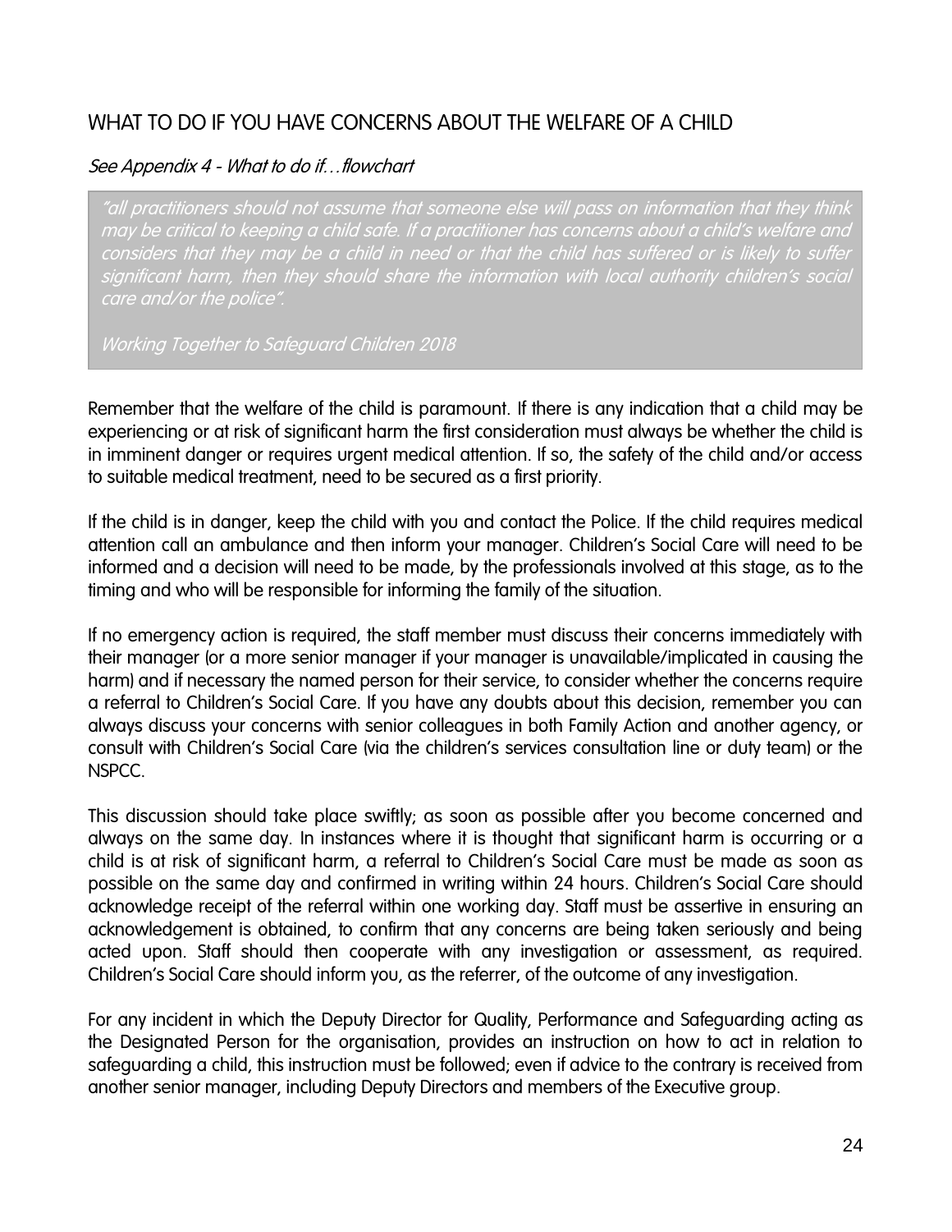## WHAT TO DO IF YOU HAVE CONCERNS ABOUT THE WELFARE OF A CHILD

*See Appendix 4 - What to do if…flowchart*

> *"all practitioners should not assume that someone else will pass on information that they think may be critical to keeping a child safe. If a practitioner has concerns about a child's welfare and considers that they may be a child in need or that the child has suffered or is likely to suffer significant harm, then they should share the information with local authority children's social care and/or the police".*
>
> *Working Together to Safeguard Children 2018*

Remember that the welfare of the child is paramount. If there is any indication that a child may be experiencing or at risk of significant harm the first consideration must always be whether the child is in imminent danger or requires urgent medical attention. If so, the safety of the child and/or access to suitable medical treatment, need to be secured as a first priority.

If the child is in danger, keep the child with you and contact the Police. If the child requires medical attention call an ambulance and then inform your manager. Children's Social Care will need to be informed and a decision will need to be made, by the professionals involved at this stage, as to the timing and who will be responsible for informing the family of the situation.

If no emergency action is required, the staff member must discuss their concerns immediately with their manager (or a more senior manager if your manager is unavailable/implicated in causing the harm) and if necessary the named person for their service, to consider whether the concerns require a referral to Children's Social Care. If you have any doubts about this decision, remember you can always discuss your concerns with senior colleagues in both Family Action and another agency, or consult with Children's Social Care (via the children's services consultation line or duty team) or the NSPCC.

This discussion should take place swiftly; as soon as possible after you become concerned and always on the same day. In instances where it is thought that significant harm is occurring or a child is at risk of significant harm, a referral to Children's Social Care must be made as soon as possible on the same day and confirmed in writing within 24 hours. Children's Social Care should acknowledge receipt of the referral within one working day. Staff must be assertive in ensuring an acknowledgement is obtained, to confirm that any concerns are being taken seriously and being acted upon. Staff should then cooperate with any investigation or assessment, as required. Children's Social Care should inform you, as the referrer, of the outcome of any investigation.

For any incident in which the Deputy Director for Quality, Performance and Safeguarding acting as the Designated Person for the organisation, provides an instruction on how to act in relation to safeguarding a child, this instruction must be followed; even if advice to the contrary is received from another senior manager, including Deputy Directors and members of the Executive group.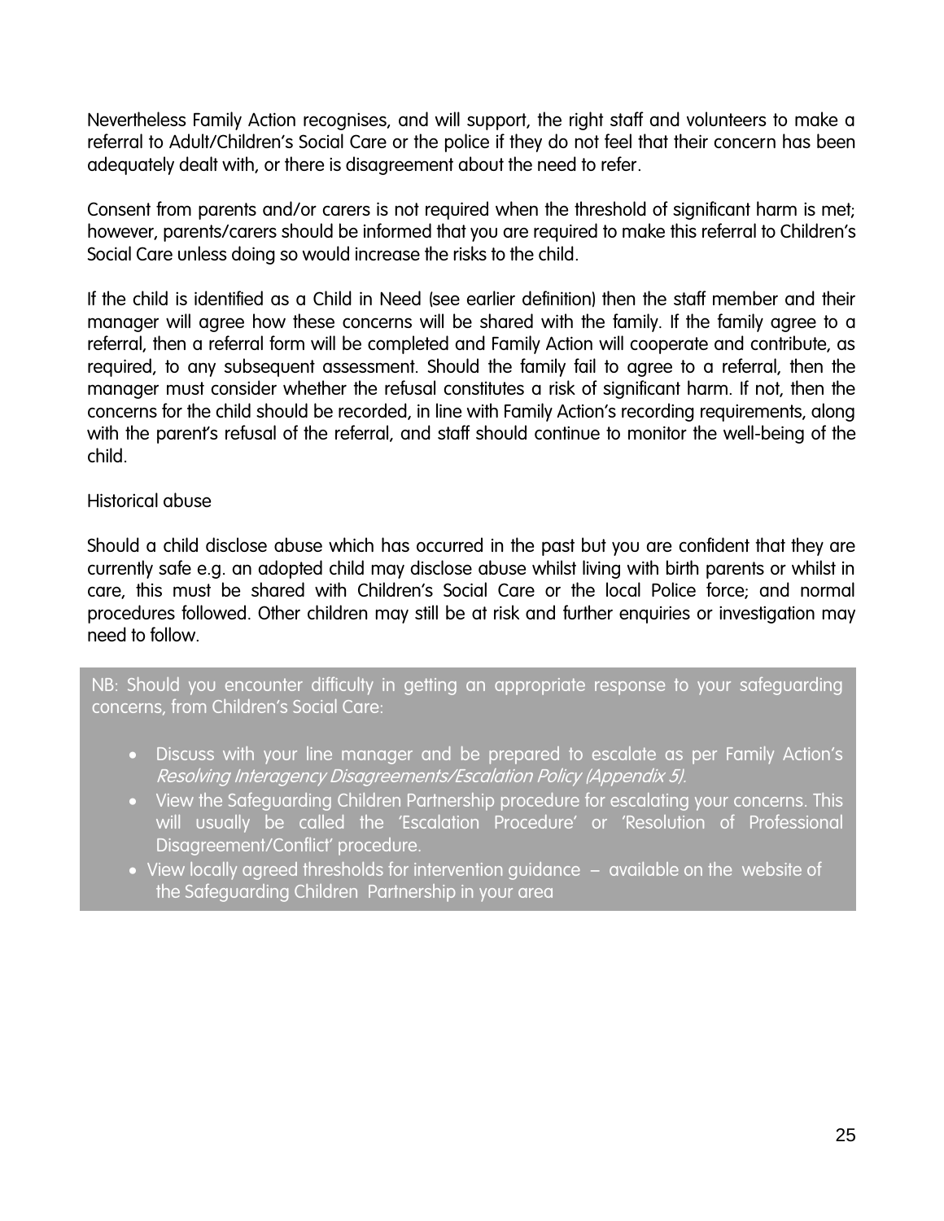Nevertheless Family Action recognises, and will support, the right staff and volunteers to make a referral to Adult/Children's Social Care or the police if they do not feel that their concern has been adequately dealt with, or there is disagreement about the need to refer.

Consent from parents and/or carers is not required when the threshold of significant harm is met; however, parents/carers should be informed that you are required to make this referral to Children's Social Care unless doing so would increase the risks to the child.

If the child is identified as a Child in Need (see earlier definition) then the staff member and their manager will agree how these concerns will be shared with the family. If the family agree to a referral, then a referral form will be completed and Family Action will cooperate and contribute, as required, to any subsequent assessment. Should the family fail to agree to a referral, then the manager must consider whether the refusal constitutes a risk of significant harm. If not, then the concerns for the child should be recorded, in line with Family Action's recording requirements, along with the parent's refusal of the referral, and staff should continue to monitor the well-being of the child.

Historical abuse

Should a child disclose abuse which has occurred in the past but you are confident that they are currently safe e.g. an adopted child may disclose abuse whilst living with birth parents or whilst in care, this must be shared with Children's Social Care or the local Police force; and normal procedures followed. Other children may still be at risk and further enquiries or investigation may need to follow.

NB: Should you encounter difficulty in getting an appropriate response to your safeguarding concerns, from Children's Social Care:

- Discuss with your line manager and be prepared to escalate as per Family Action's *Resolving Interagency Disagreements/Escalation Policy (Appendix 5).*
- View the Safeguarding Children Partnership procedure for escalating your concerns. This will usually be called the 'Escalation Procedure' or 'Resolution of Professional Disagreement/Conflict' procedure.
- View locally agreed thresholds for intervention guidance – available on the website of the Safeguarding Children Partnership in your area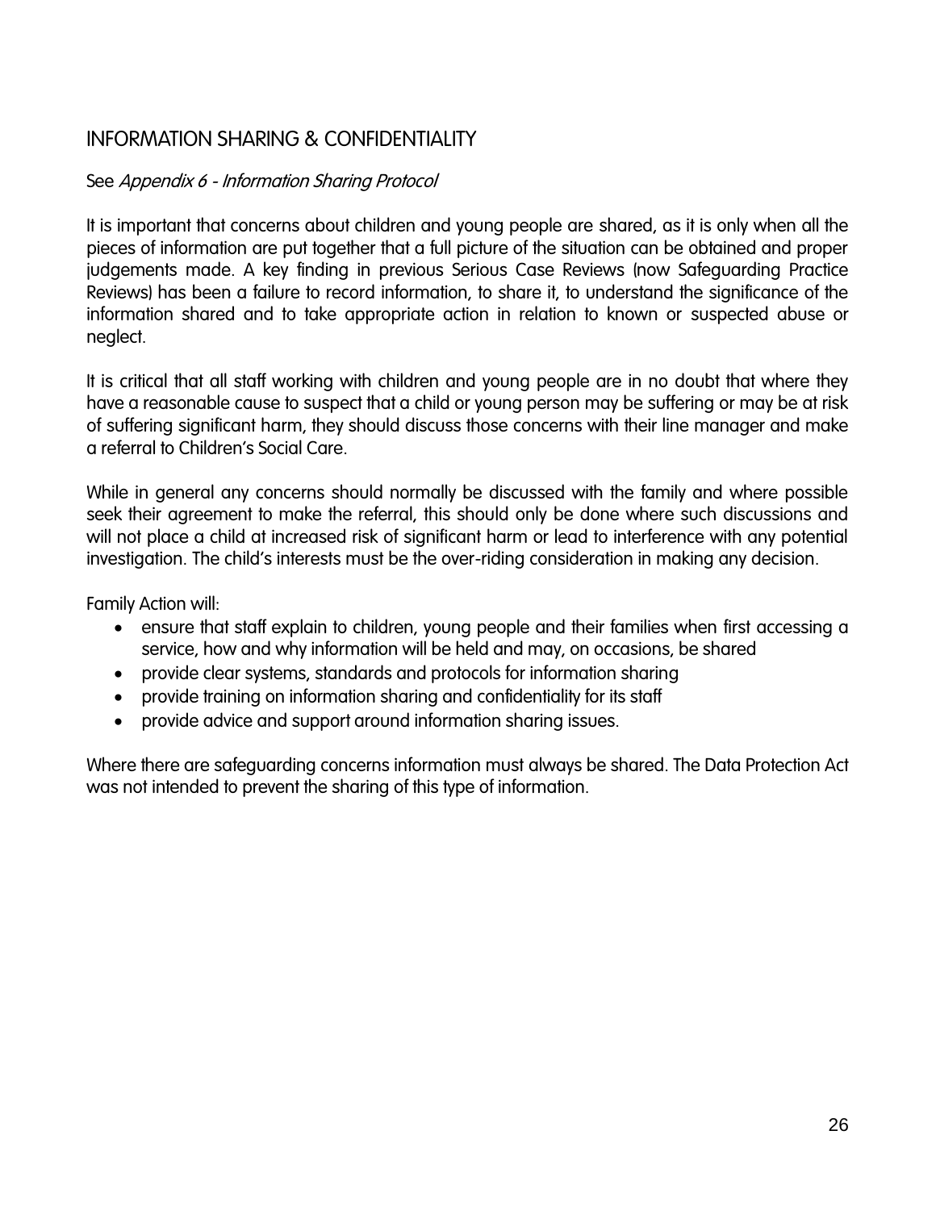## INFORMATION SHARING & CONFIDENTIALITY

See *Appendix 6 - Information Sharing Protocol*

It is important that concerns about children and young people are shared, as it is only when all the pieces of information are put together that a full picture of the situation can be obtained and proper judgements made. A key finding in previous Serious Case Reviews (now Safeguarding Practice Reviews) has been a failure to record information, to share it, to understand the significance of the information shared and to take appropriate action in relation to known or suspected abuse or neglect.

It is critical that all staff working with children and young people are in no doubt that where they have a reasonable cause to suspect that a child or young person may be suffering or may be at risk of suffering significant harm, they should discuss those concerns with their line manager and make a referral to Children's Social Care.

While in general any concerns should normally be discussed with the family and where possible seek their agreement to make the referral, this should only be done where such discussions and will not place a child at increased risk of significant harm or lead to interference with any potential investigation. The child's interests must be the over-riding consideration in making any decision.

Family Action will:

- ensure that staff explain to children, young people and their families when first accessing a service, how and why information will be held and may, on occasions, be shared
- provide clear systems, standards and protocols for information sharing
- provide training on information sharing and confidentiality for its staff
- provide advice and support around information sharing issues.

Where there are safeguarding concerns information must always be shared. The Data Protection Act was not intended to prevent the sharing of this type of information.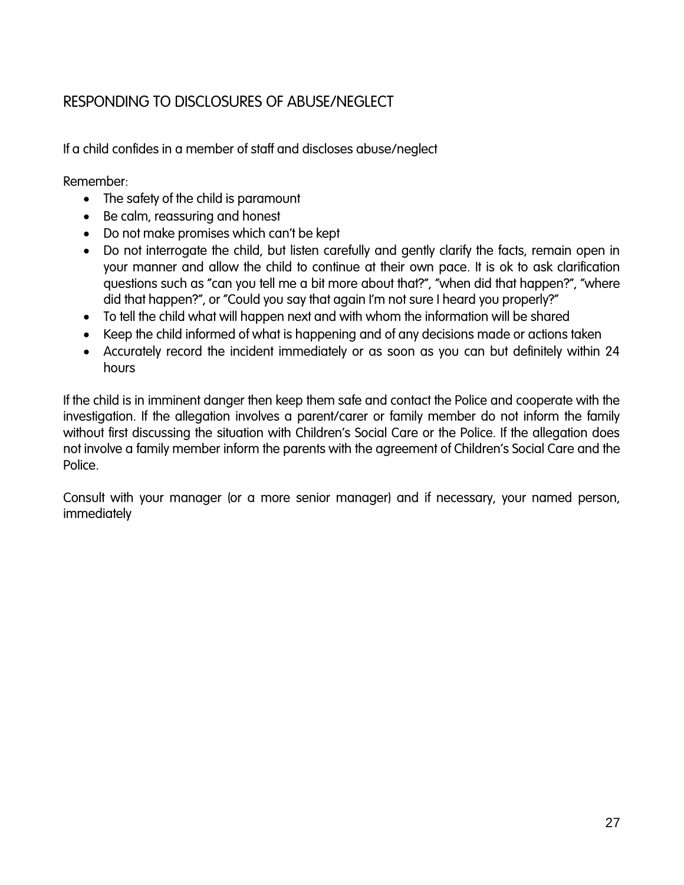## RESPONDING TO DISCLOSURES OF ABUSE/NEGLECT

If a child confides in a member of staff and discloses abuse/neglect

Remember:

- The safety of the child is paramount
- Be calm, reassuring and honest
- Do not make promises which can't be kept
- Do not interrogate the child, but listen carefully and gently clarify the facts, remain open in your manner and allow the child to continue at their own pace. It is ok to ask clarification questions such as "can you tell me a bit more about that?", "when did that happen?", "where did that happen?", or "Could you say that again I'm not sure I heard you properly?"
- To tell the child what will happen next and with whom the information will be shared
- Keep the child informed of what is happening and of any decisions made or actions taken
- Accurately record the incident immediately or as soon as you can but definitely within 24 hours

If the child is in imminent danger then keep them safe and contact the Police and cooperate with the investigation. If the allegation involves a parent/carer or family member do not inform the family without first discussing the situation with Children's Social Care or the Police. If the allegation does not involve a family member inform the parents with the agreement of Children's Social Care and the Police.

Consult with your manager (or a more senior manager) and if necessary, your named person, immediately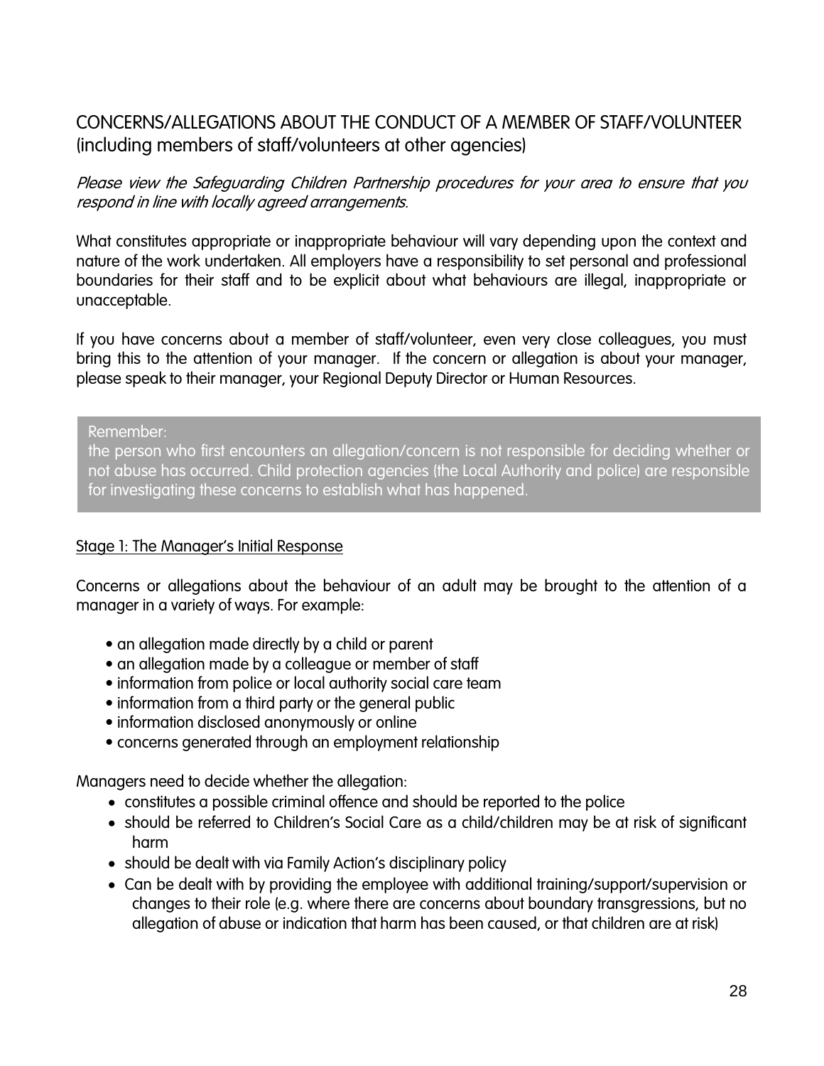## CONCERNS/ALLEGATIONS ABOUT THE CONDUCT OF A MEMBER OF STAFF/VOLUNTEER (including members of staff/volunteers at other agencies)

*Please view the Safeguarding Children Partnership procedures for your area to ensure that you respond in line with locally agreed arrangements.*

What constitutes appropriate or inappropriate behaviour will vary depending upon the context and nature of the work undertaken. All employers have a responsibility to set personal and professional boundaries for their staff and to be explicit about what behaviours are illegal, inappropriate or unacceptable.

If you have concerns about a member of staff/volunteer, even very close colleagues, you must bring this to the attention of your manager. If the concern or allegation is about your manager, please speak to their manager, your Regional Deputy Director or Human Resources.

> Remember:
> the person who first encounters an allegation/concern is not responsible for deciding whether or not abuse has occurred. Child protection agencies (the Local Authority and police) are responsible for investigating these concerns to establish what has happened.

Stage 1: The Manager's Initial Response

Concerns or allegations about the behaviour of an adult may be brought to the attention of a manager in a variety of ways. For example:

- an allegation made directly by a child or parent
- an allegation made by a colleague or member of staff
- information from police or local authority social care team
- information from a third party or the general public
- information disclosed anonymously or online
- concerns generated through an employment relationship

Managers need to decide whether the allegation:

- constitutes a possible criminal offence and should be reported to the police
- should be referred to Children's Social Care as a child/children may be at risk of significant harm
- should be dealt with via Family Action's disciplinary policy
- Can be dealt with by providing the employee with additional training/support/supervision or changes to their role (e.g. where there are concerns about boundary transgressions, but no allegation of abuse or indication that harm has been caused, or that children are at risk)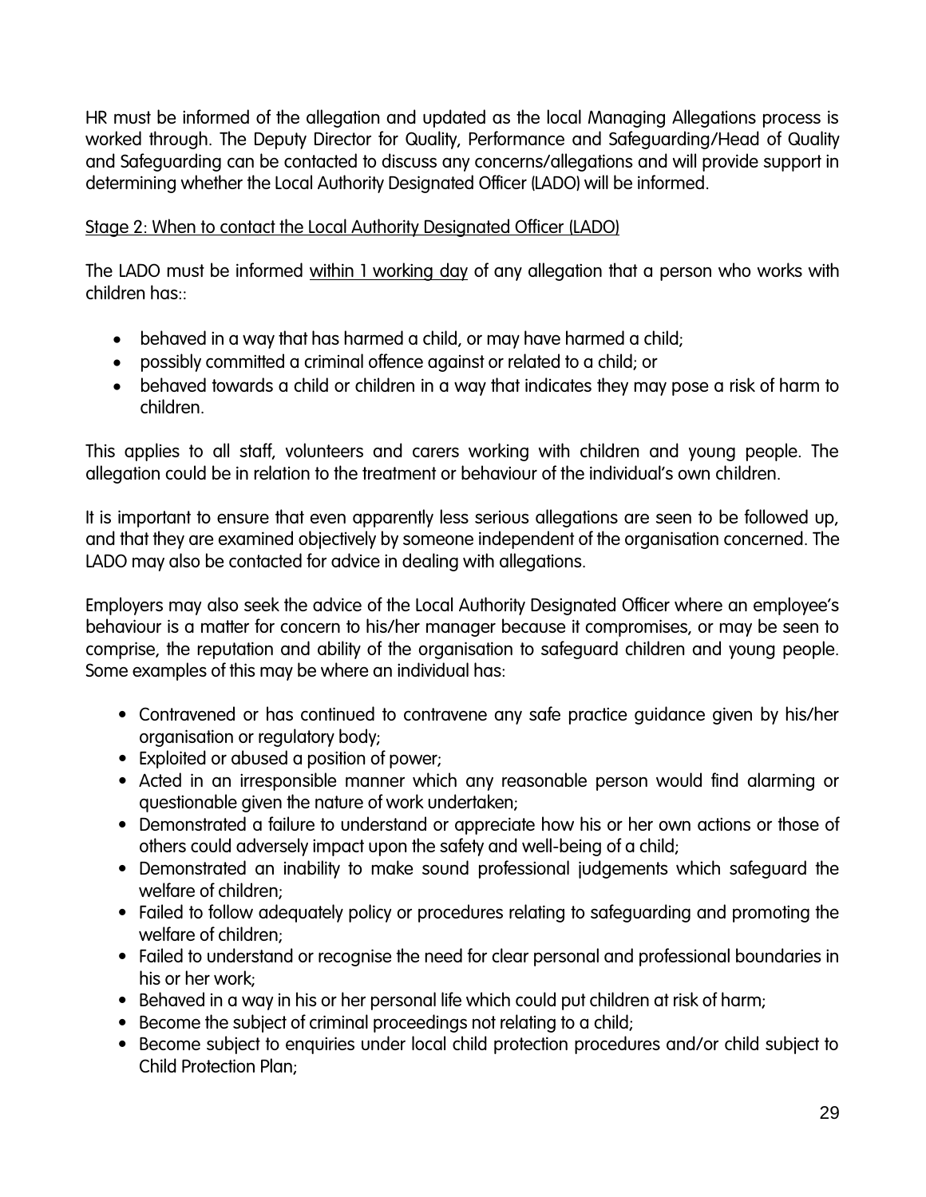HR must be informed of the allegation and updated as the local Managing Allegations process is worked through. The Deputy Director for Quality, Performance and Safeguarding/Head of Quality and Safeguarding can be contacted to discuss any concerns/allegations and will provide support in determining whether the Local Authority Designated Officer (LADO) will be informed.

<u>Stage 2: When to contact the Local Authority Designated Officer (LADO)</u>

The LADO must be informed <u>within 1 working day</u> of any allegation that a person who works with children has::

- behaved in a way that has harmed a child, or may have harmed a child;
- possibly committed a criminal offence against or related to a child; or
- behaved towards a child or children in a way that indicates they may pose a risk of harm to children.

This applies to all staff, volunteers and carers working with children and young people. The allegation could be in relation to the treatment or behaviour of the individual's own children.

It is important to ensure that even apparently less serious allegations are seen to be followed up, and that they are examined objectively by someone independent of the organisation concerned. The LADO may also be contacted for advice in dealing with allegations.

Employers may also seek the advice of the Local Authority Designated Officer where an employee's behaviour is a matter for concern to his/her manager because it compromises, or may be seen to comprise, the reputation and ability of the organisation to safeguard children and young people. Some examples of this may be where an individual has:

- Contravened or has continued to contravene any safe practice guidance given by his/her organisation or regulatory body;
- Exploited or abused a position of power;
- Acted in an irresponsible manner which any reasonable person would find alarming or questionable given the nature of work undertaken;
- Demonstrated a failure to understand or appreciate how his or her own actions or those of others could adversely impact upon the safety and well-being of a child;
- Demonstrated an inability to make sound professional judgements which safeguard the welfare of children;
- Failed to follow adequately policy or procedures relating to safeguarding and promoting the welfare of children;
- Failed to understand or recognise the need for clear personal and professional boundaries in his or her work;
- Behaved in a way in his or her personal life which could put children at risk of harm;
- Become the subject of criminal proceedings not relating to a child;
- Become subject to enquiries under local child protection procedures and/or child subject to Child Protection Plan;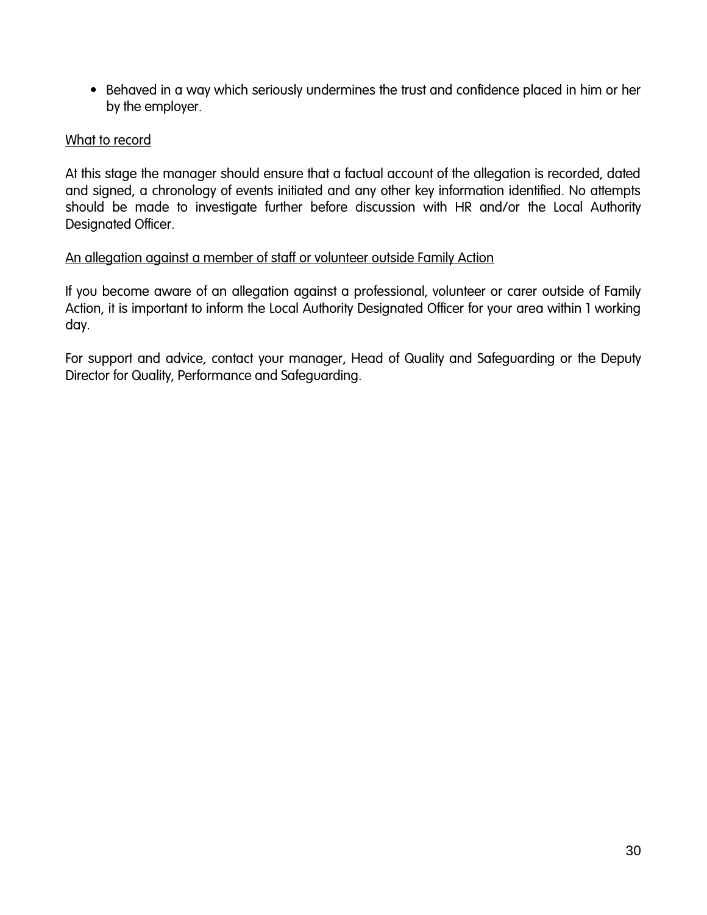- Behaved in a way which seriously undermines the trust and confidence placed in him or her by the employer.

<u>What to record</u>

At this stage the manager should ensure that a factual account of the allegation is recorded, dated and signed, a chronology of events initiated and any other key information identified. No attempts should be made to investigate further before discussion with HR and/or the Local Authority Designated Officer.

<u>An allegation against a member of staff or volunteer outside Family Action</u>

If you become aware of an allegation against a professional, volunteer or carer outside of Family Action, it is important to inform the Local Authority Designated Officer for your area within 1 working day.

For support and advice, contact your manager, Head of Quality and Safeguarding or the Deputy Director for Quality, Performance and Safeguarding.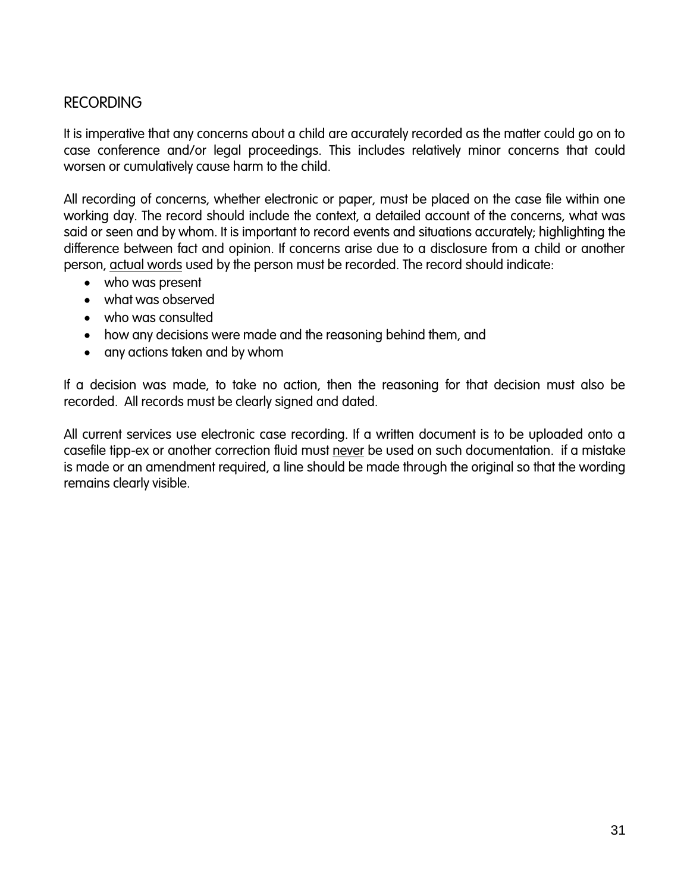## RECORDING

It is imperative that any concerns about a child are accurately recorded as the matter could go on to case conference and/or legal proceedings. This includes relatively minor concerns that could worsen or cumulatively cause harm to the child.

All recording of concerns, whether electronic or paper, must be placed on the case file within one working day. The record should include the context, a detailed account of the concerns, what was said or seen and by whom. It is important to record events and situations accurately; highlighting the difference between fact and opinion. If concerns arise due to a disclosure from a child or another person, <u>actual words</u> used by the person must be recorded. The record should indicate:

- who was present
- what was observed
- who was consulted
- how any decisions were made and the reasoning behind them, and
- any actions taken and by whom

If a decision was made, to take no action, then the reasoning for that decision must also be recorded. All records must be clearly signed and dated.

All current services use electronic case recording. If a written document is to be uploaded onto a casefile tipp-ex or another correction fluid must <u>never</u> be used on such documentation. if a mistake is made or an amendment required, a line should be made through the original so that the wording remains clearly visible.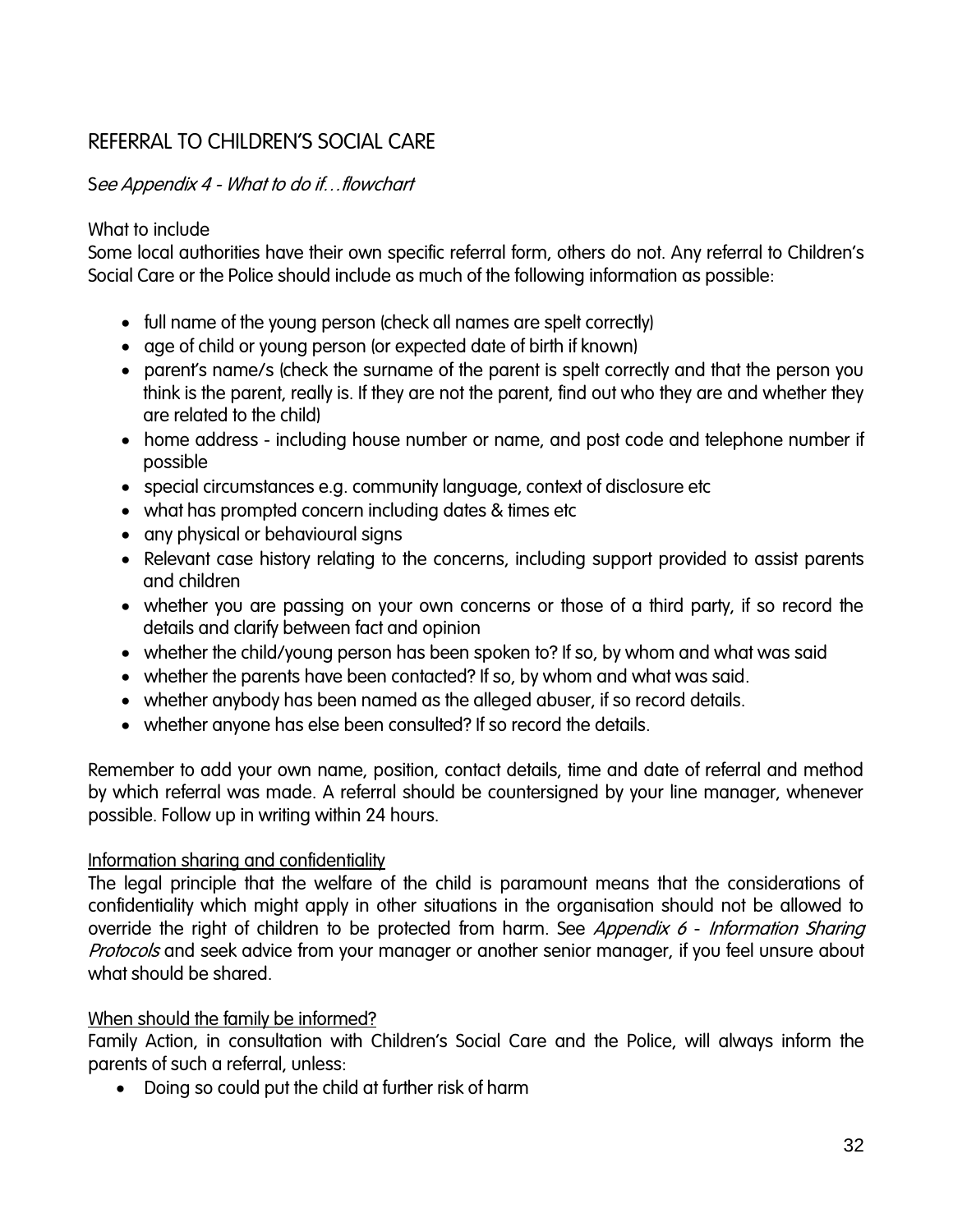## REFERRAL TO CHILDREN'S SOCIAL CARE

S*ee Appendix 4 - What to do if…flowchart*

What to include

Some local authorities have their own specific referral form, others do not. Any referral to Children's Social Care or the Police should include as much of the following information as possible:

- full name of the young person (check all names are spelt correctly)
- age of child or young person (or expected date of birth if known)
- parent's name/s (check the surname of the parent is spelt correctly and that the person you think is the parent, really is. If they are not the parent, find out who they are and whether they are related to the child)
- home address - including house number or name, and post code and telephone number if possible
- special circumstances e.g. community language, context of disclosure etc
- what has prompted concern including dates & times etc
- any physical or behavioural signs
- Relevant case history relating to the concerns, including support provided to assist parents and children
- whether you are passing on your own concerns or those of a third party, if so record the details and clarify between fact and opinion
- whether the child/young person has been spoken to? If so, by whom and what was said
- whether the parents have been contacted? If so, by whom and what was said.
- whether anybody has been named as the alleged abuser, if so record details.
- whether anyone has else been consulted? If so record the details.

Remember to add your own name, position, contact details, time and date of referral and method by which referral was made. A referral should be countersigned by your line manager, whenever possible. Follow up in writing within 24 hours.

<u>Information sharing and confidentiality</u>

The legal principle that the welfare of the child is paramount means that the considerations of confidentiality which might apply in other situations in the organisation should not be allowed to override the right of children to be protected from harm. See *Appendix 6 - Information Sharing Protocols* and seek advice from your manager or another senior manager, if you feel unsure about what should be shared.

<u>When should the family be informed?</u>

Family Action, in consultation with Children's Social Care and the Police, will always inform the parents of such a referral, unless:

- Doing so could put the child at further risk of harm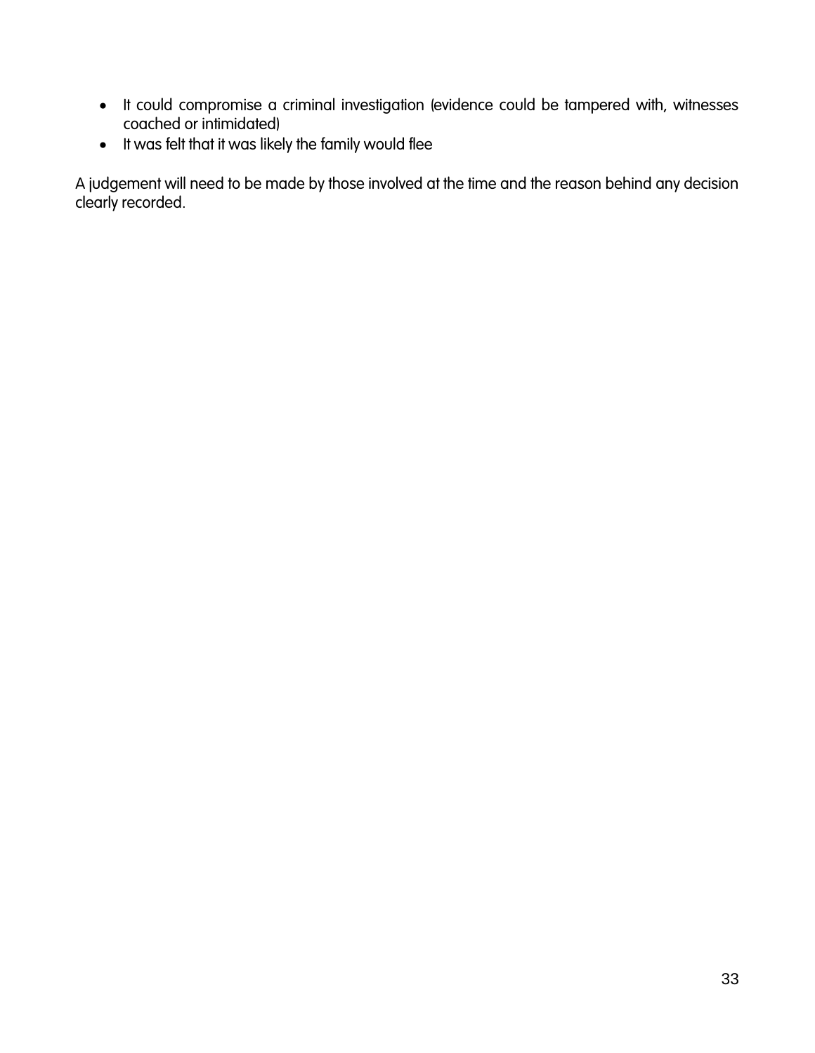- It could compromise a criminal investigation (evidence could be tampered with, witnesses coached or intimidated)
- It was felt that it was likely the family would flee

A judgement will need to be made by those involved at the time and the reason behind any decision clearly recorded.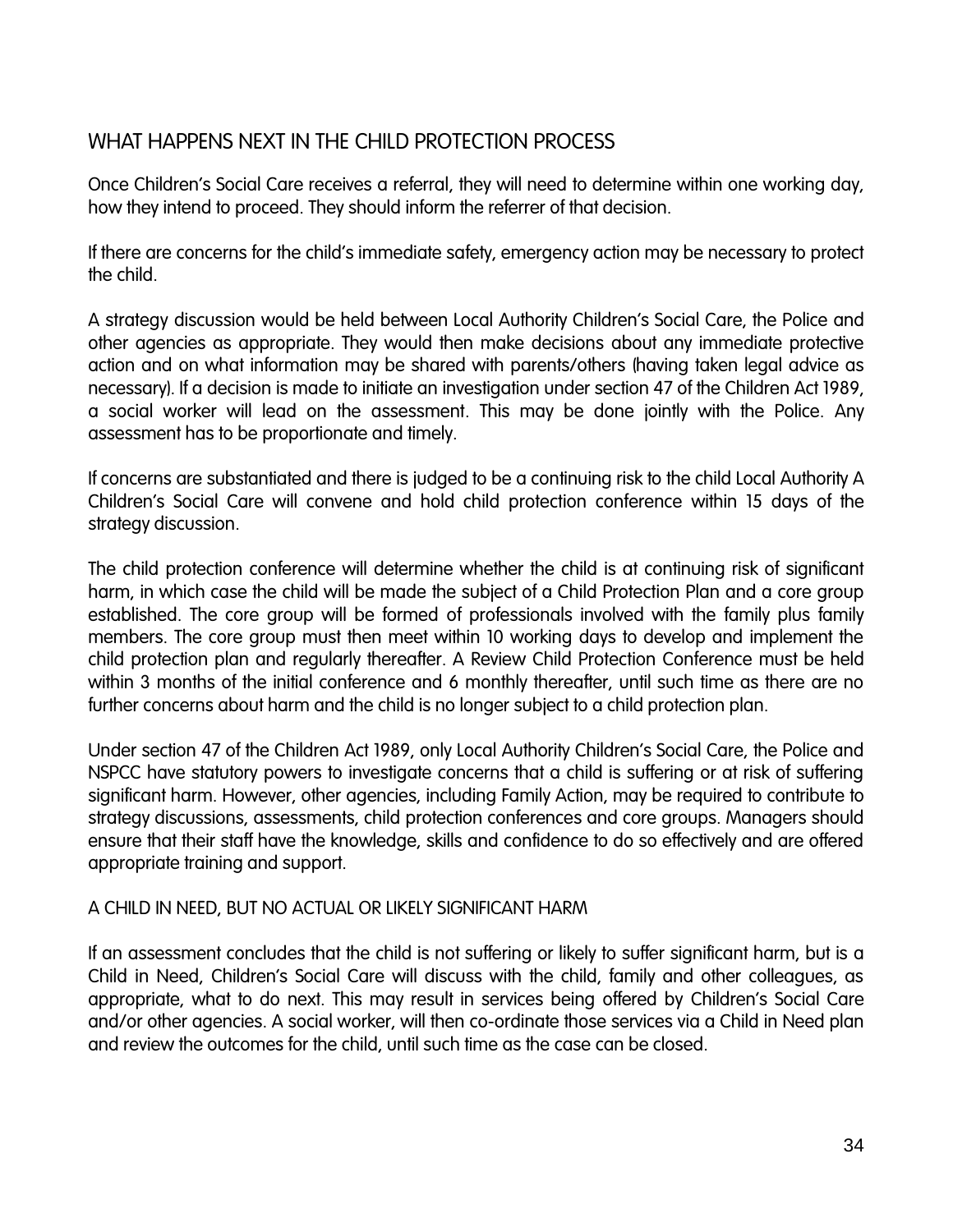## WHAT HAPPENS NEXT IN THE CHILD PROTECTION PROCESS

Once Children's Social Care receives a referral, they will need to determine within one working day, how they intend to proceed. They should inform the referrer of that decision.

If there are concerns for the child's immediate safety, emergency action may be necessary to protect the child.

A strategy discussion would be held between Local Authority Children's Social Care, the Police and other agencies as appropriate. They would then make decisions about any immediate protective action and on what information may be shared with parents/others (having taken legal advice as necessary). If a decision is made to initiate an investigation under section 47 of the Children Act 1989, a social worker will lead on the assessment. This may be done jointly with the Police. Any assessment has to be proportionate and timely.

If concerns are substantiated and there is judged to be a continuing risk to the child Local Authority A Children's Social Care will convene and hold child protection conference within 15 days of the strategy discussion.

The child protection conference will determine whether the child is at continuing risk of significant harm, in which case the child will be made the subject of a Child Protection Plan and a core group established. The core group will be formed of professionals involved with the family plus family members. The core group must then meet within 10 working days to develop and implement the child protection plan and regularly thereafter. A Review Child Protection Conference must be held within 3 months of the initial conference and 6 monthly thereafter, until such time as there are no further concerns about harm and the child is no longer subject to a child protection plan.

Under section 47 of the Children Act 1989, only Local Authority Children's Social Care, the Police and NSPCC have statutory powers to investigate concerns that a child is suffering or at risk of suffering significant harm. However, other agencies, including Family Action, may be required to contribute to strategy discussions, assessments, child protection conferences and core groups. Managers should ensure that their staff have the knowledge, skills and confidence to do so effectively and are offered appropriate training and support.

### A CHILD IN NEED, BUT NO ACTUAL OR LIKELY SIGNIFICANT HARM

If an assessment concludes that the child is not suffering or likely to suffer significant harm, but is a Child in Need, Children's Social Care will discuss with the child, family and other colleagues, as appropriate, what to do next. This may result in services being offered by Children's Social Care and/or other agencies. A social worker, will then co-ordinate those services via a Child in Need plan and review the outcomes for the child, until such time as the case can be closed.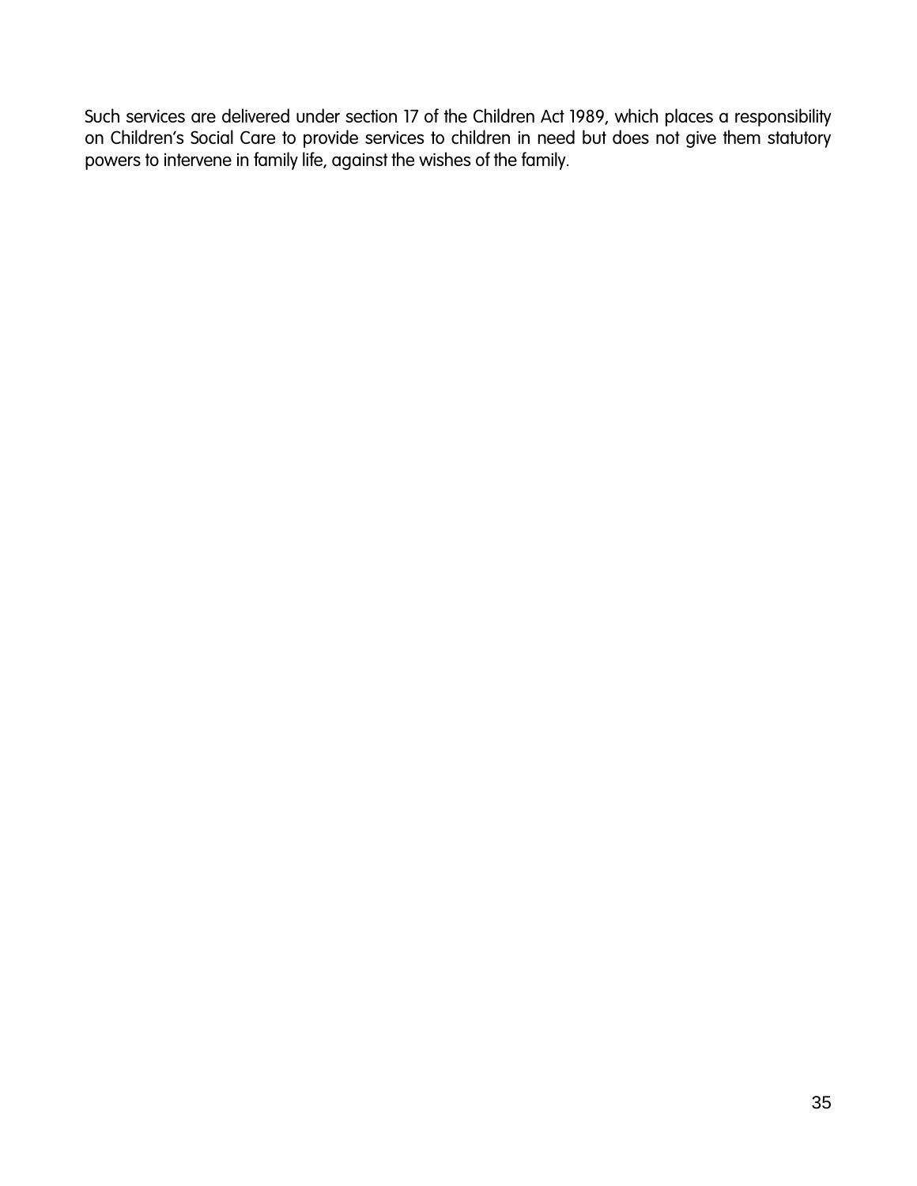Such services are delivered under section 17 of the Children Act 1989, which places a responsibility on Children's Social Care to provide services to children in need but does not give them statutory powers to intervene in family life, against the wishes of the family.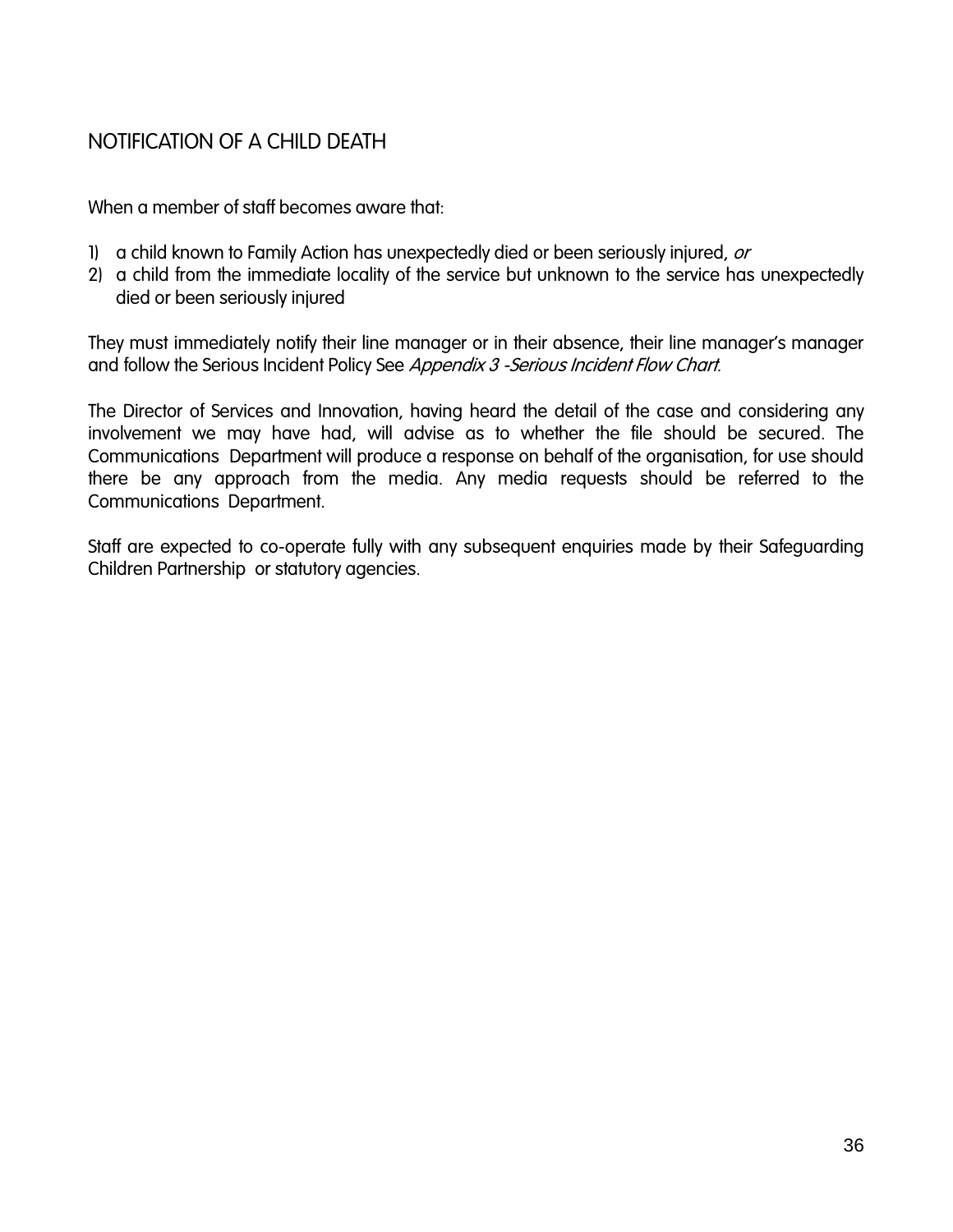## NOTIFICATION OF A CHILD DEATH

When a member of staff becomes aware that:

1) a child known to Family Action has unexpectedly died or been seriously injured, *or*
2) a child from the immediate locality of the service but unknown to the service has unexpectedly died or been seriously injured

They must immediately notify their line manager or in their absence, their line manager's manager and follow the Serious Incident Policy See *Appendix 3 -Serious Incident Flow Chart.*

The Director of Services and Innovation, having heard the detail of the case and considering any involvement we may have had, will advise as to whether the file should be secured. The Communications Department will produce a response on behalf of the organisation, for use should there be any approach from the media. Any media requests should be referred to the Communications Department.

Staff are expected to co-operate fully with any subsequent enquiries made by their Safeguarding Children Partnership or statutory agencies.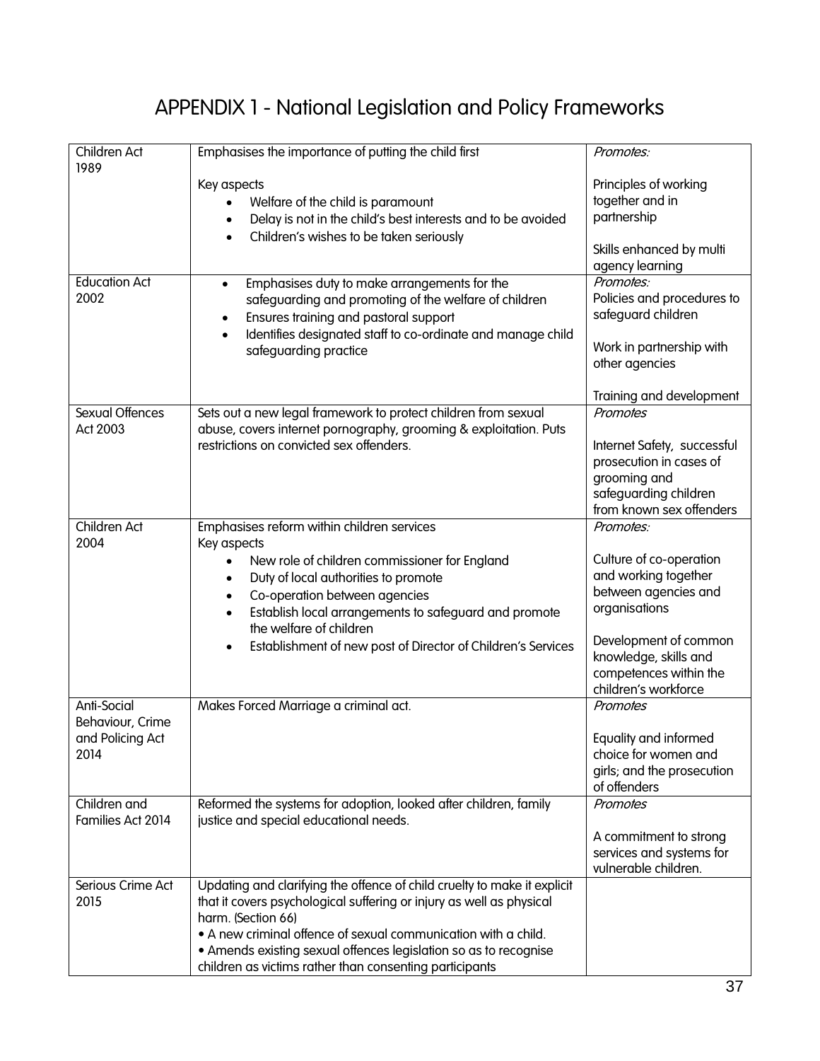# APPENDIX 1 - National Legislation and Policy Frameworks

| | | |
|---|---|---|
| Children Act 1989 | Emphasises the importance of putting the child first<br><br>Key aspects<br>• Welfare of the child is paramount<br>• Delay is not in the child's best interests and to be avoided<br>• Children's wishes to be taken seriously | *Promotes:*<br><br>Principles of working together and in partnership<br><br>Skills enhanced by multi agency learning |
| Education Act 2002 | • Emphasises duty to make arrangements for the safeguarding and promoting of the welfare of children<br>• Ensures training and pastoral support<br>• Identifies designated staff to co-ordinate and manage child safeguarding practice | *Promotes:*<br>Policies and procedures to safeguard children<br><br>Work in partnership with other agencies<br><br>Training and development |
| Sexual Offences Act 2003 | Sets out a new legal framework to protect children from sexual abuse, covers internet pornography, grooming & exploitation. Puts restrictions on convicted sex offenders. | *Promotes*<br><br>Internet Safety, successful prosecution in cases of grooming and safeguarding children from known sex offenders |
| Children Act 2004 | Emphasises reform within children services<br>Key aspects<br>• New role of children commissioner for England<br>• Duty of local authorities to promote<br>• Co-operation between agencies<br>• Establish local arrangements to safeguard and promote the welfare of children<br>• Establishment of new post of Director of Children's Services | *Promotes:*<br><br>Culture of co-operation and working together between agencies and organisations<br><br>Development of common knowledge, skills and competences within the children's workforce |
| Anti-Social Behaviour, Crime and Policing Act 2014 | Makes Forced Marriage a criminal act. | *Promotes*<br><br>Equality and informed choice for women and girls; and the prosecution of offenders |
| Children and Families Act 2014 | Reformed the systems for adoption, looked after children, family justice and special educational needs. | *Promotes*<br><br>A commitment to strong services and systems for vulnerable children. |
| Serious Crime Act 2015 | Updating and clarifying the offence of child cruelty to make it explicit that it covers psychological suffering or injury as well as physical harm. (Section 66)<br>• A new criminal offence of sexual communication with a child.<br>• Amends existing sexual offences legislation so as to recognise children as victims rather than consenting participants | |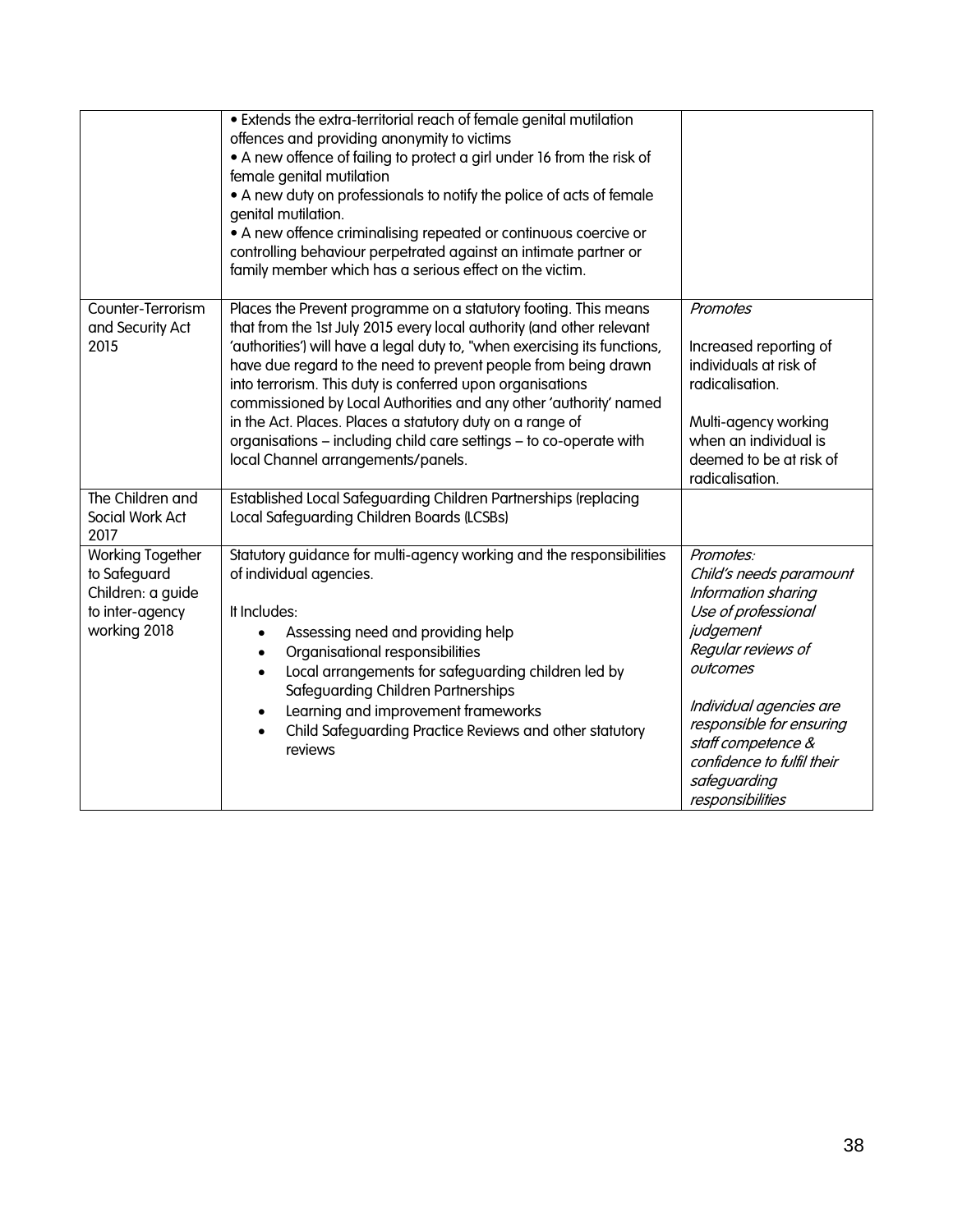| | | |
|---|---|---|
| | • Extends the extra-territorial reach of female genital mutilation offences and providing anonymity to victims<br>• A new offence of failing to protect a girl under 16 from the risk of female genital mutilation<br>• A new duty on professionals to notify the police of acts of female genital mutilation.<br>• A new offence criminalising repeated or continuous coercive or controlling behaviour perpetrated against an intimate partner or family member which has a serious effect on the victim. | |
| Counter-Terrorism and Security Act 2015 | Places the Prevent programme on a statutory footing. This means that from the 1st July 2015 every local authority (and other relevant 'authorities') will have a legal duty to, "when exercising its functions, have due regard to the need to prevent people from being drawn into terrorism. This duty is conferred upon organisations commissioned by Local Authorities and any other 'authority' named in the Act. Places. Places a statutory duty on a range of organisations – including child care settings – to co-operate with local Channel arrangements/panels. | *Promotes*<br><br>Increased reporting of individuals at risk of radicalisation.<br><br>Multi-agency working when an individual is deemed to be at risk of radicalisation. |
| The Children and Social Work Act 2017 | Established Local Safeguarding Children Partnerships (replacing Local Safeguarding Children Boards (LCSBs) | |
| Working Together to Safeguard Children: a guide to inter-agency working 2018 | Statutory guidance for multi-agency working and the responsibilities of individual agencies.<br><br>It Includes:<br>• Assessing need and providing help<br>• Organisational responsibilities<br>• Local arrangements for safeguarding children led by Safeguarding Children Partnerships<br>• Learning and improvement frameworks<br>• Child Safeguarding Practice Reviews and other statutory reviews | *Promotes:*<br>*Child's needs paramount*<br>*Information sharing*<br>*Use of professional judgement*<br>*Regular reviews of outcomes*<br><br>*Individual agencies are responsible for ensuring staff competence & confidence to fulfil their safeguarding responsibilities* |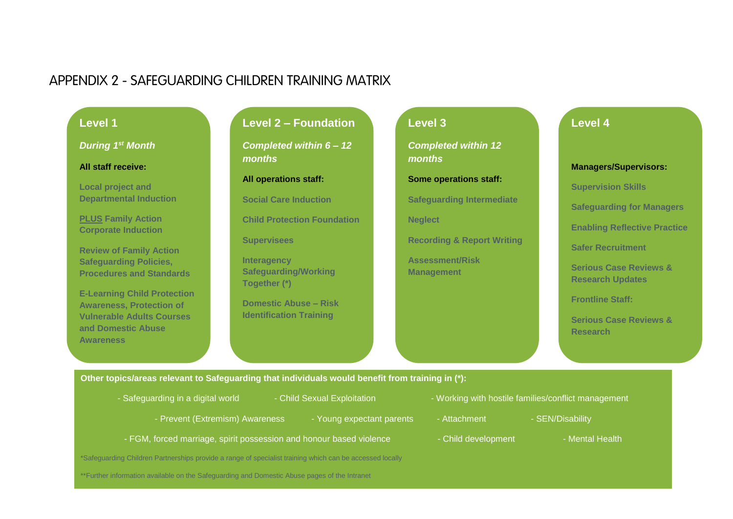# APPENDIX 2 - SAFEGUARDING CHILDREN TRAINING MATRIX

## Level 1

***During 1st Month***

**All staff receive:**

**Local project and Departmental Induction**

**PLUS Family Action Corporate Induction**

**Review of Family Action Safeguarding Policies, Procedures and Standards**

**E-Learning Child Protection Awareness, Protection of Vulnerable Adults Courses and Domestic Abuse Awareness**

## Level 2 – Foundation

***Completed within 6 – 12 months***

**All operations staff:**

**Social Care Induction**

**Child Protection Foundation**

**Supervisees**

**Interagency Safeguarding/Working Together (*)**

**Domestic Abuse – Risk Identification Training**

## Level 3

***Completed within 12 months***

**Some operations staff:**

**Safeguarding Intermediate**

**Neglect**

**Recording & Report Writing**

**Assessment/Risk Management**

## Level 4

**Managers/Supervisors:**

**Supervision Skills**

**Safeguarding for Managers**

**Enabling Reflective Practice**

**Safer Recruitment**

**Serious Case Reviews & Research Updates**

**Frontline Staff:**

**Serious Case Reviews & Research**

---

**Other topics/areas relevant to Safeguarding that individuals would benefit from training in (*):**

- Safeguarding in a digital world
- Child Sexual Exploitation
- Working with hostile families/conflict management
- Prevent (Extremism) Awareness
- Young expectant parents
- Attachment
- SEN/Disability
- FGM, forced marriage, spirit possession and honour based violence
- Child development
- Mental Health

*Safeguarding Children Partnerships provide a range of specialist training which can be accessed locally

**Further information available on the Safeguarding and Domestic Abuse pages of the Intranet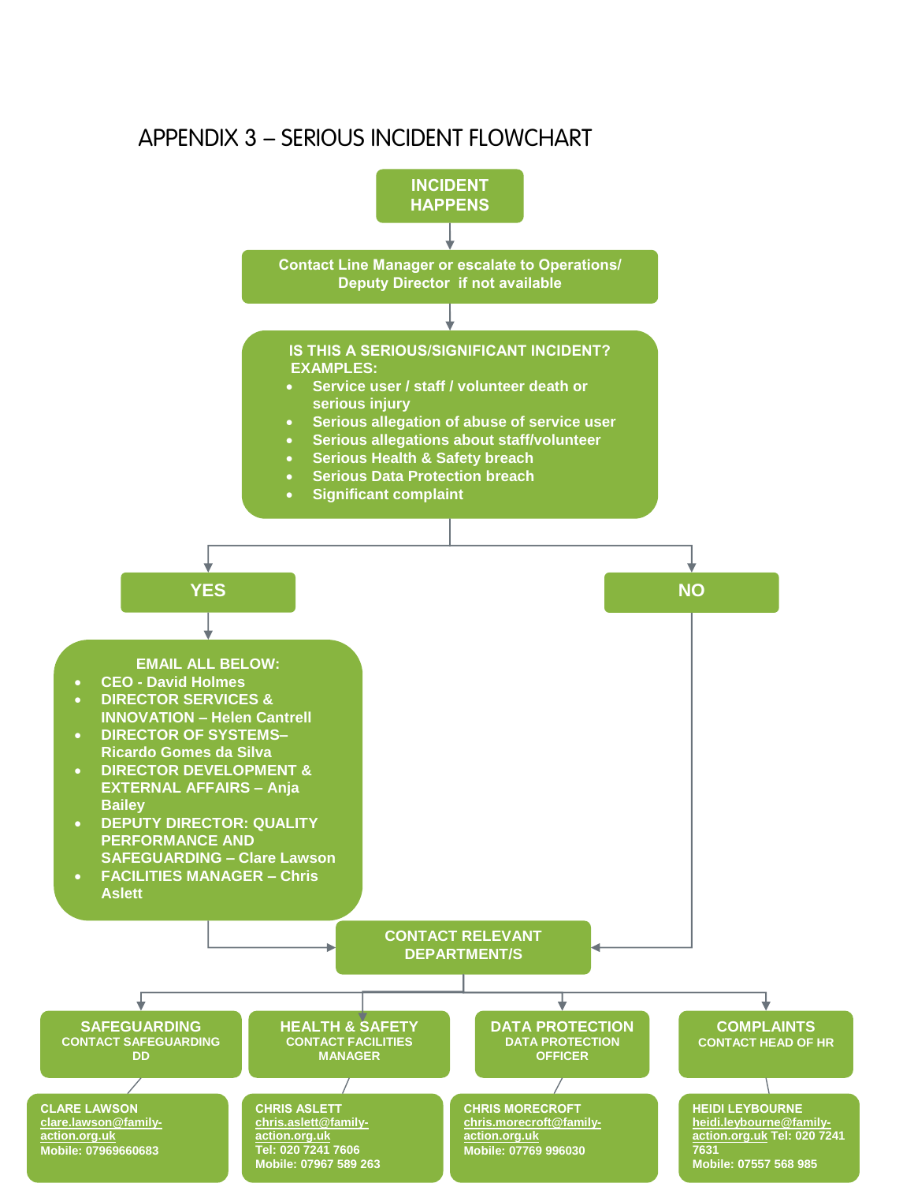# APPENDIX 3 – SERIOUS INCIDENT FLOWCHART

**INCIDENT HAPPENS**

↓

**Contact Line Manager or escalate to Operations/ Deputy Director if not available**

↓

**IS THIS A SERIOUS/SIGNIFICANT INCIDENT?**
**EXAMPLES:**

- Service user / staff / volunteer death or serious injury
- Serious allegation of abuse of service user
- Serious allegations about staff/volunteer
- Serious Health & Safety breach
- Serious Data Protection breach
- Significant complaint

**YES** → 

**EMAIL ALL BELOW:**

- CEO - David Holmes
- DIRECTOR SERVICES & INNOVATION – Helen Cantrell
- DIRECTOR OF SYSTEMS– Ricardo Gomes da Silva
- DIRECTOR DEVELOPMENT & EXTERNAL AFFAIRS – Anja Bailey
- DEPUTY DIRECTOR: QUALITY PERFORMANCE AND SAFEGUARDING – Clare Lawson
- FACILITIES MANAGER – Chris Aslett

→ **CONTACT RELEVANT DEPARTMENT/S**

**NO** → **CONTACT RELEVANT DEPARTMENT/S**

**CONTACT RELEVANT DEPARTMENT/S:**

**SAFEGUARDING**
CONTACT SAFEGUARDING DD

CLARE LAWSON
clare.lawson@family-action.org.uk
Mobile: 07969660683

**HEALTH & SAFETY**
CONTACT FACILITIES MANAGER

CHRIS ASLETT
chris.aslett@family-action.org.uk
Tel: 020 7241 7606
Mobile: 07967 589 263

**DATA PROTECTION**
DATA PROTECTION OFFICER

CHRIS MORECROFT
chris.morecroft@family-action.org.uk
Mobile: 07769 996030

**COMPLAINTS**
CONTACT HEAD OF HR

HEIDI LEYBOURNE
heidi.leybourne@family-action.org.uk Tel: 020 7241 7631
Mobile: 07557 568 985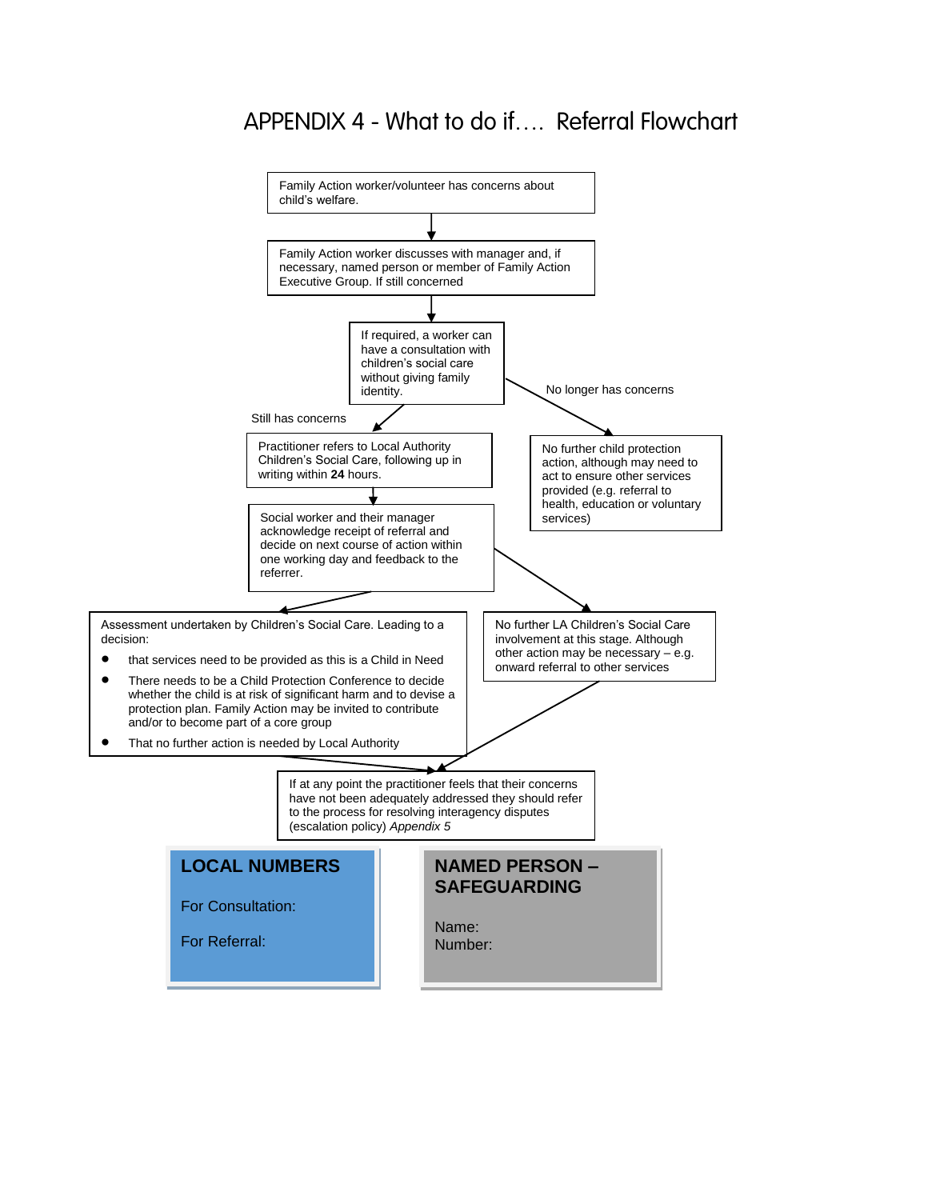# APPENDIX 4 - What to do if…. Referral Flowchart

Family Action worker/volunteer has concerns about child's welfare.

↓

Family Action worker discusses with manager and, if necessary, named person or member of Family Action Executive Group. If still concerned

↓

If required, a worker can have a consultation with children's social care without giving family identity.

**Still has concerns** →

Practitioner refers to Local Authority Children's Social Care, following up in writing within **24** hours.

↓

Social worker and their manager acknowledge receipt of referral and decide on next course of action within one working day and feedback to the referrer.

→ Assessment undertaken by Children's Social Care. Leading to a decision:

- that services need to be provided as this is a Child in Need
- There needs to be a Child Protection Conference to decide whether the child is at risk of significant harm and to devise a protection plan. Family Action may be invited to contribute and/or to become part of a core group
- That no further action is needed by Local Authority

→ No further LA Children's Social Care involvement at this stage. Although other action may be necessary – e.g. onward referral to other services

**No longer has concerns** →

No further child protection action, although may need to act to ensure other services provided (e.g. referral to health, education or voluntary services)

↓

If at any point the practitioner feels that their concerns have not been adequately addressed they should refer to the process for resolving interagency disputes (escalation policy) *Appendix 5*

**LOCAL NUMBERS**

For Consultation:

For Referral:

**NAMED PERSON – SAFEGUARDING**

Name:
Number: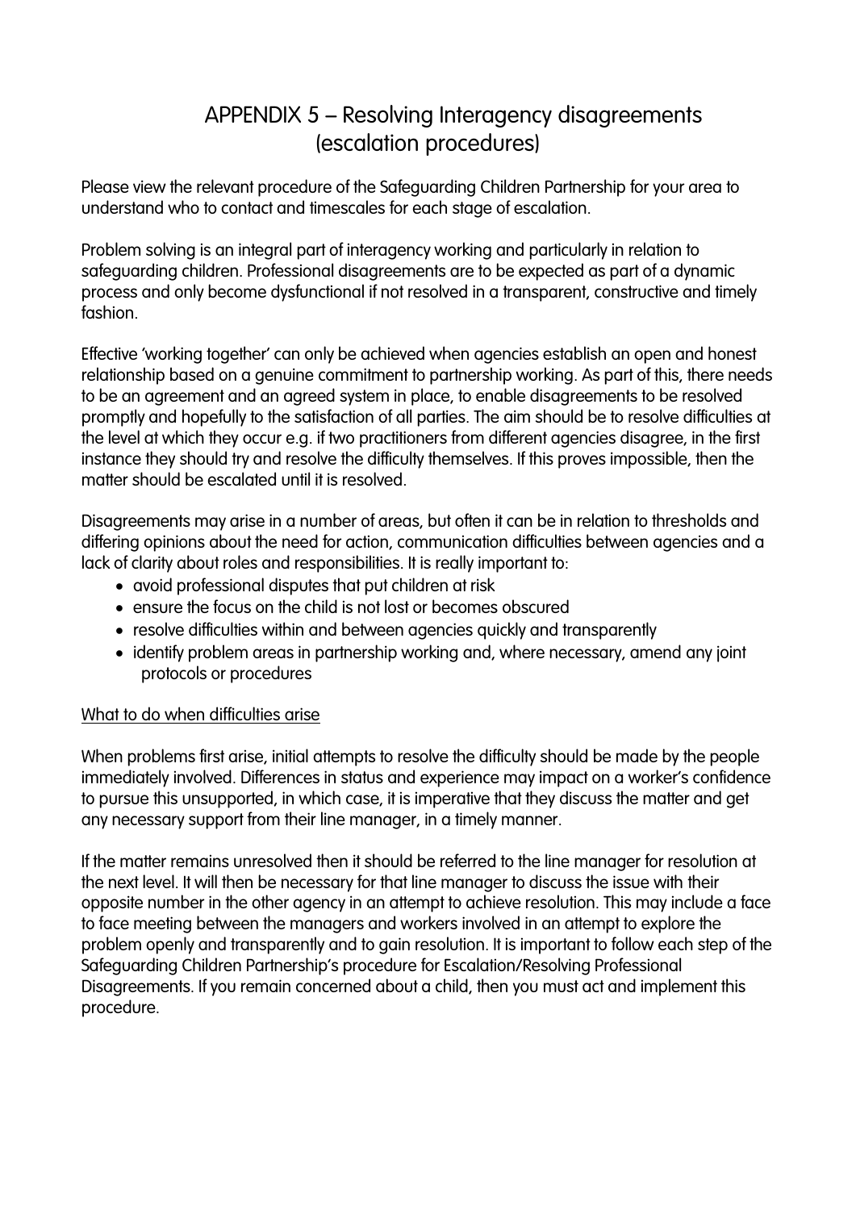# APPENDIX 5 – Resolving Interagency disagreements (escalation procedures)

Please view the relevant procedure of the Safeguarding Children Partnership for your area to understand who to contact and timescales for each stage of escalation.

Problem solving is an integral part of interagency working and particularly in relation to safeguarding children. Professional disagreements are to be expected as part of a dynamic process and only become dysfunctional if not resolved in a transparent, constructive and timely fashion.

Effective 'working together' can only be achieved when agencies establish an open and honest relationship based on a genuine commitment to partnership working. As part of this, there needs to be an agreement and an agreed system in place, to enable disagreements to be resolved promptly and hopefully to the satisfaction of all parties. The aim should be to resolve difficulties at the level at which they occur e.g. if two practitioners from different agencies disagree, in the first instance they should try and resolve the difficulty themselves. If this proves impossible, then the matter should be escalated until it is resolved.

Disagreements may arise in a number of areas, but often it can be in relation to thresholds and differing opinions about the need for action, communication difficulties between agencies and a lack of clarity about roles and responsibilities. It is really important to:

- avoid professional disputes that put children at risk
- ensure the focus on the child is not lost or becomes obscured
- resolve difficulties within and between agencies quickly and transparently
- identify problem areas in partnership working and, where necessary, amend any joint protocols or procedures

<u>What to do when difficulties arise</u>

When problems first arise, initial attempts to resolve the difficulty should be made by the people immediately involved. Differences in status and experience may impact on a worker's confidence to pursue this unsupported, in which case, it is imperative that they discuss the matter and get any necessary support from their line manager, in a timely manner.

If the matter remains unresolved then it should be referred to the line manager for resolution at the next level. It will then be necessary for that line manager to discuss the issue with their opposite number in the other agency in an attempt to achieve resolution. This may include a face to face meeting between the managers and workers involved in an attempt to explore the problem openly and transparently and to gain resolution. It is important to follow each step of the Safeguarding Children Partnership's procedure for Escalation/Resolving Professional Disagreements. If you remain concerned about a child, then you must act and implement this procedure.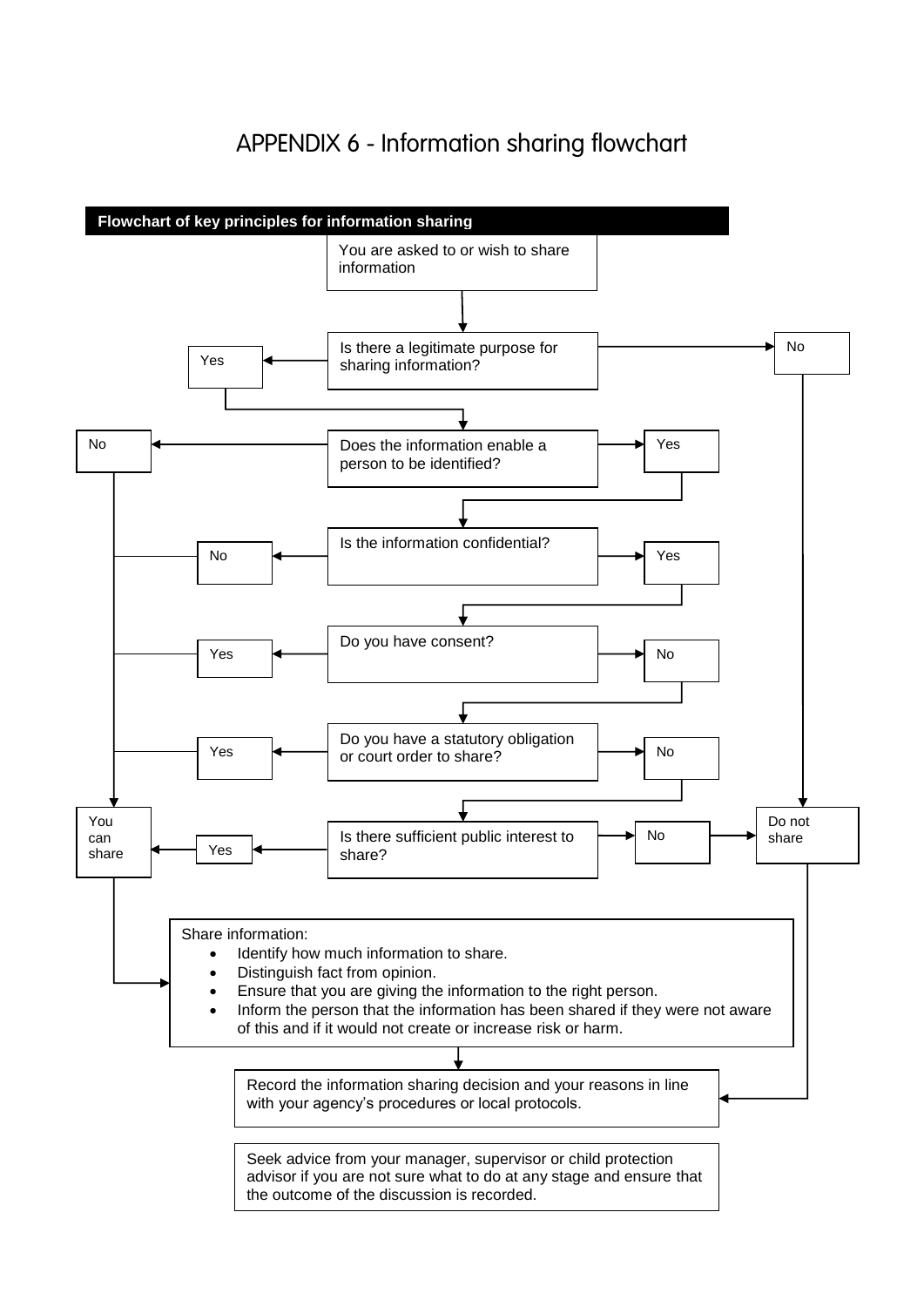# APPENDIX 6 - Information sharing flowchart

**Flowchart of key principles for information sharing**

You are asked to or wish to share information

Is there a legitimate purpose for sharing information?

Yes

No

Does the information enable a person to be identified?

No

Yes

Is the information confidential?

No

Yes

Do you have consent?

Yes

No

Do you have a statutory obligation or court order to share?

Yes

No

Is there sufficient public interest to share?

Yes

No

You can share

Do not share

Share information:

- Identify how much information to share.
- Distinguish fact from opinion.
- Ensure that you are giving the information to the right person.
- Inform the person that the information has been shared if they were not aware of this and if it would not create or increase risk or harm.

Record the information sharing decision and your reasons in line with your agency's procedures or local protocols.

Seek advice from your manager, supervisor or child protection advisor if you are not sure what to do at any stage and ensure that the outcome of the discussion is recorded.